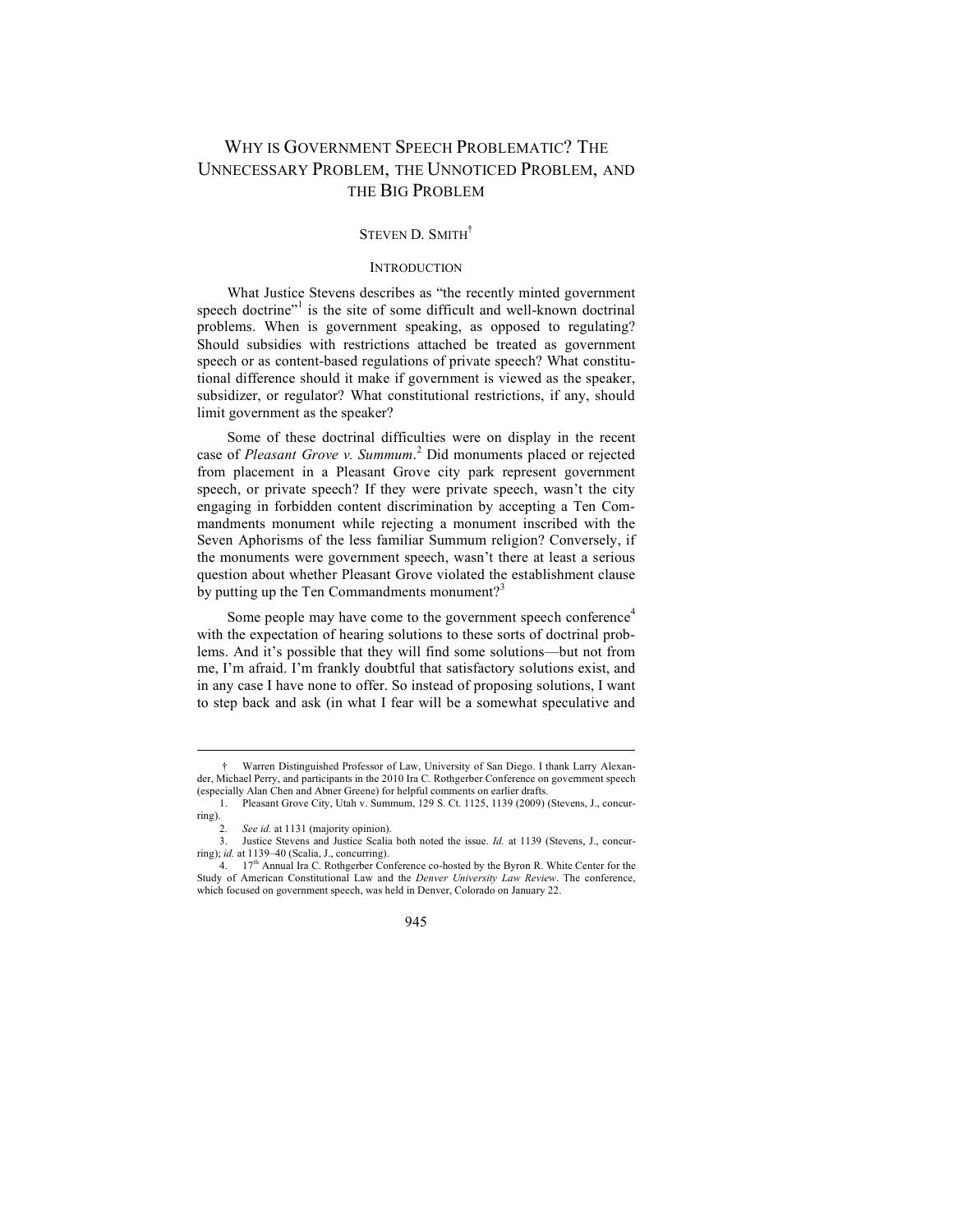# WHY IS GOVERNMENT SPEECH PROBLEMATIC? THE UNNECESSARY PROBLEM, THE UNNOTICED PROBLEM, AND THE BIG PROBLEM

STEVEN D. SMITH[†]

## INTRODUCTION

What Justice Stevens describes as "the recently minted government speech doctrine"[1] is the site of some difficult and well-known doctrinal problems. When is government speaking, as opposed to regulating? Should subsidies with restrictions attached be treated as government speech or as content-based regulations of private speech? What constitutional difference should it make if government is viewed as the speaker, subsidizer, or regulator? What constitutional restrictions, if any, should limit government as the speaker?

Some of these doctrinal difficulties were on display in the recent case of *Pleasant Grove v. Summum*.[2] Did monuments placed or rejected from placement in a Pleasant Grove city park represent government speech, or private speech? If they were private speech, wasn't the city engaging in forbidden content discrimination by accepting a Ten Commandments monument while rejecting a monument inscribed with the Seven Aphorisms of the less familiar Summum religion? Conversely, if the monuments were government speech, wasn't there at least a serious question about whether Pleasant Grove violated the establishment clause by putting up the Ten Commandments monument?[3]

Some people may have come to the government speech conference[4] with the expectation of hearing solutions to these sorts of doctrinal problems. And it's possible that they will find some solutions—but not from me, I'm afraid. I'm frankly doubtful that satisfactory solutions exist, and in any case I have none to offer. So instead of proposing solutions, I want to step back and ask (in what I fear will be a somewhat speculative and

---

† Warren Distinguished Professor of Law, University of San Diego. I thank Larry Alexander, Michael Perry, and participants in the 2010 Ira C. Rothgerber Conference on government speech (especially Alan Chen and Abner Greene) for helpful comments on earlier drafts.

1. Pleasant Grove City, Utah v. Summum, 129 S. Ct. 1125, 1139 (2009) (Stevens, J., concurring).

2. *See id.* at 1131 (majority opinion).

3. Justice Stevens and Justice Scalia both noted the issue. *Id.* at 1139 (Stevens, J., concurring); *id.* at 1139–40 (Scalia, J., concurring).

4. 17th Annual Ira C. Rothgerber Conference co-hosted by the Byron R. White Center for the Study of American Constitutional Law and the *Denver University Law Review*. The conference, which focused on government speech, was held in Denver, Colorado on January 22.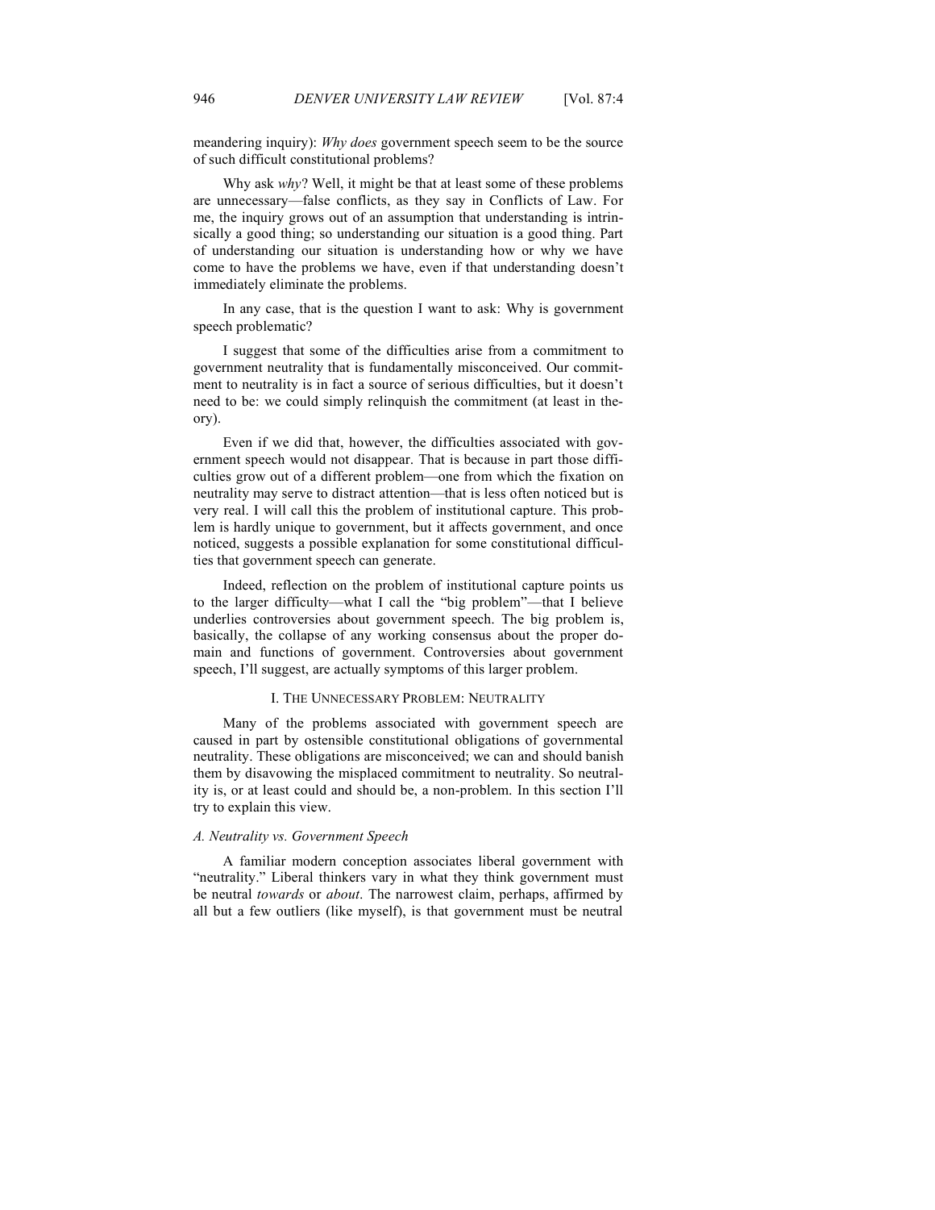meandering inquiry): *Why does* government speech seem to be the source of such difficult constitutional problems?

Why ask *why*? Well, it might be that at least some of these problems are unnecessary—false conflicts, as they say in Conflicts of Law. For me, the inquiry grows out of an assumption that understanding is intrinsically a good thing; so understanding our situation is a good thing. Part of understanding our situation is understanding how or why we have come to have the problems we have, even if that understanding doesn't immediately eliminate the problems.

In any case, that is the question I want to ask: Why is government speech problematic?

I suggest that some of the difficulties arise from a commitment to government neutrality that is fundamentally misconceived. Our commitment to neutrality is in fact a source of serious difficulties, but it doesn't need to be: we could simply relinquish the commitment (at least in theory).

Even if we did that, however, the difficulties associated with government speech would not disappear. That is because in part those difficulties grow out of a different problem—one from which the fixation on neutrality may serve to distract attention—that is less often noticed but is very real. I will call this the problem of institutional capture. This problem is hardly unique to government, but it affects government, and once noticed, suggests a possible explanation for some constitutional difficulties that government speech can generate.

Indeed, reflection on the problem of institutional capture points us to the larger difficulty—what I call the "big problem"—that I believe underlies controversies about government speech. The big problem is, basically, the collapse of any working consensus about the proper domain and functions of government. Controversies about government speech, I'll suggest, are actually symptoms of this larger problem.

## I. The Unnecessary Problem: Neutrality

Many of the problems associated with government speech are caused in part by ostensible constitutional obligations of governmental neutrality. These obligations are misconceived; we can and should banish them by disavowing the misplaced commitment to neutrality. So neutrality is, or at least could and should be, a non-problem. In this section I'll try to explain this view.

### *A. Neutrality vs. Government Speech*

A familiar modern conception associates liberal government with "neutrality." Liberal thinkers vary in what they think government must be neutral *towards* or *about*. The narrowest claim, perhaps, affirmed by all but a few outliers (like myself), is that government must be neutral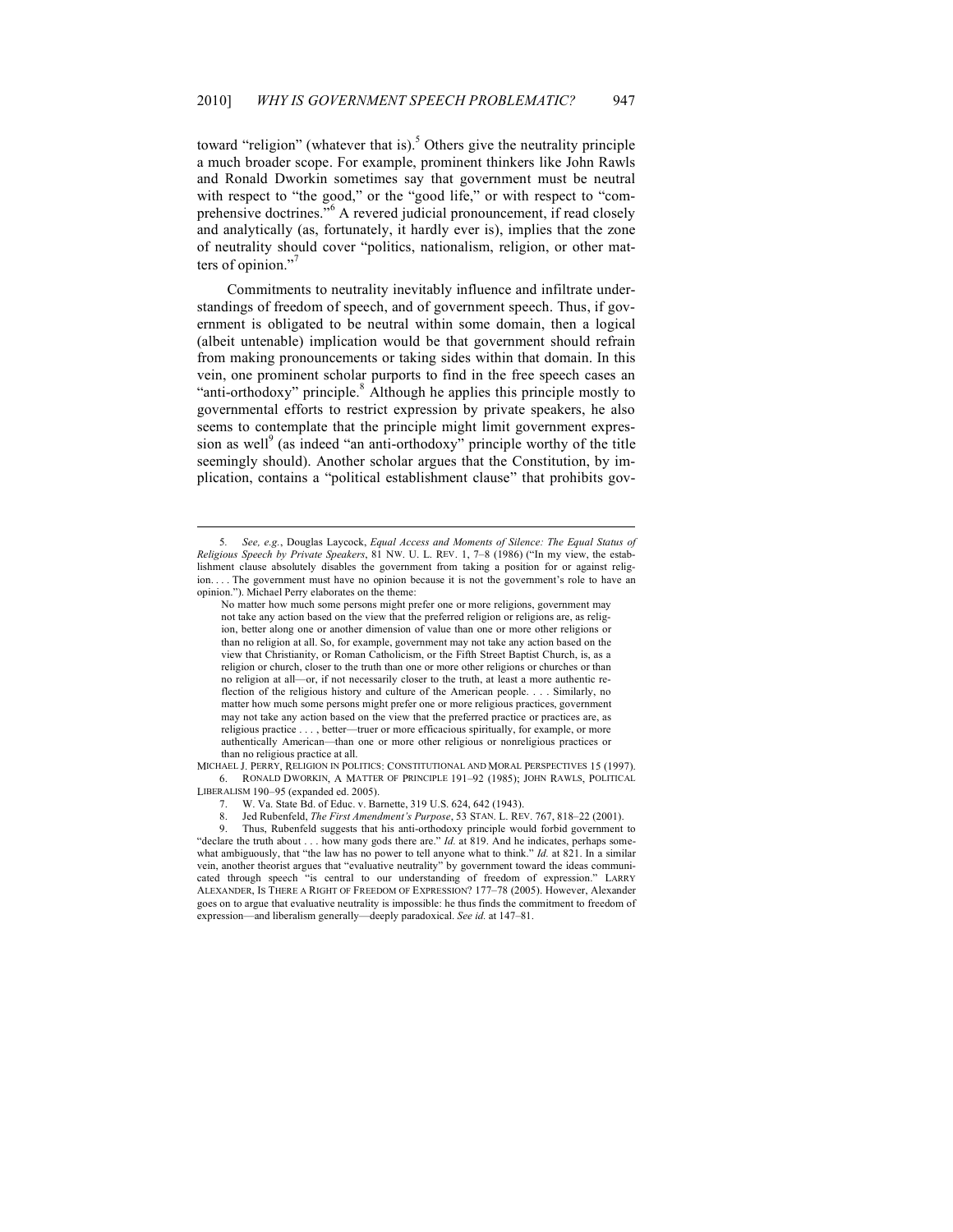toward "religion" (whatever that is).[5] Others give the neutrality principle a much broader scope. For example, prominent thinkers like John Rawls and Ronald Dworkin sometimes say that government must be neutral with respect to "the good," or the "good life," or with respect to "comprehensive doctrines."[6] A revered judicial pronouncement, if read closely and analytically (as, fortunately, it hardly ever is), implies that the zone of neutrality should cover "politics, nationalism, religion, or other matters of opinion."[7]

Commitments to neutrality inevitably influence and infiltrate understandings of freedom of speech, and of government speech. Thus, if government is obligated to be neutral within some domain, then a logical (albeit untenable) implication would be that government should refrain from making pronouncements or taking sides within that domain. In this vein, one prominent scholar purports to find in the free speech cases an "anti-orthodoxy" principle.[8] Although he applies this principle mostly to governmental efforts to restrict expression by private speakers, he also seems to contemplate that the principle might limit government expression as well[9] (as indeed "an anti-orthodoxy" principle worthy of the title seemingly should). Another scholar argues that the Constitution, by implication, contains a "political establishment clause" that prohibits gov-

---

5. *See, e.g.*, Douglas Laycock, *Equal Access and Moments of Silence: The Equal Status of Religious Speech by Private Speakers*, 81 NW. U. L. REV. 1, 7–8 (1986) ("In my view, the establishment clause absolutely disables the government from taking a position for or against religion. . . . The government must have no opinion because it is not the government's role to have an opinion."). Michael Perry elaborates on the theme:

> No matter how much some persons might prefer one or more religions, government may not take any action based on the view that the preferred religion or religions are, as religion, better along one or another dimension of value than one or more other religions or than no religion at all. So, for example, government may not take any action based on the view that Christianity, or Roman Catholicism, or the Fifth Street Baptist Church, is, as a religion or church, closer to the truth than one or more other religions or churches or than no religion at all—or, if not necessarily closer to the truth, at least a more authentic reflection of the religious history and culture of the American people. . . . Similarly, no matter how much some persons might prefer one or more religious practices, government may not take any action based on the view that the preferred practice or practices are, as religious practice . . . , better—truer or more efficacious spiritually, for example, or more authentically American—than one or more other religious or nonreligious practices or than no religious practice at all.

MICHAEL J. PERRY, RELIGION IN POLITICS: CONSTITUTIONAL AND MORAL PERSPECTIVES 15 (1997).

6. RONALD DWORKIN, A MATTER OF PRINCIPLE 191–92 (1985); JOHN RAWLS, POLITICAL LIBERALISM 190–95 (expanded ed. 2005).

7. W. Va. State Bd. of Educ. v. Barnette, 319 U.S. 624, 642 (1943).

8. Jed Rubenfeld, *The First Amendment's Purpose*, 53 STAN. L. REV. 767, 818–22 (2001).

9. Thus, Rubenfeld suggests that his anti-orthodoxy principle would forbid government to "declare the truth about . . . how many gods there are." *Id.* at 819. And he indicates, perhaps somewhat ambiguously, that "the law has no power to tell anyone what to think." *Id.* at 821. In a similar vein, another theorist argues that "evaluative neutrality" by government toward the ideas communicated through speech "is central to our understanding of freedom of expression." LARRY ALEXANDER, IS THERE A RIGHT OF FREEDOM OF EXPRESSION? 177–78 (2005). However, Alexander goes on to argue that evaluative neutrality is impossible: he thus finds the commitment to freedom of expression—and liberalism generally—deeply paradoxical. *See id.* at 147–81.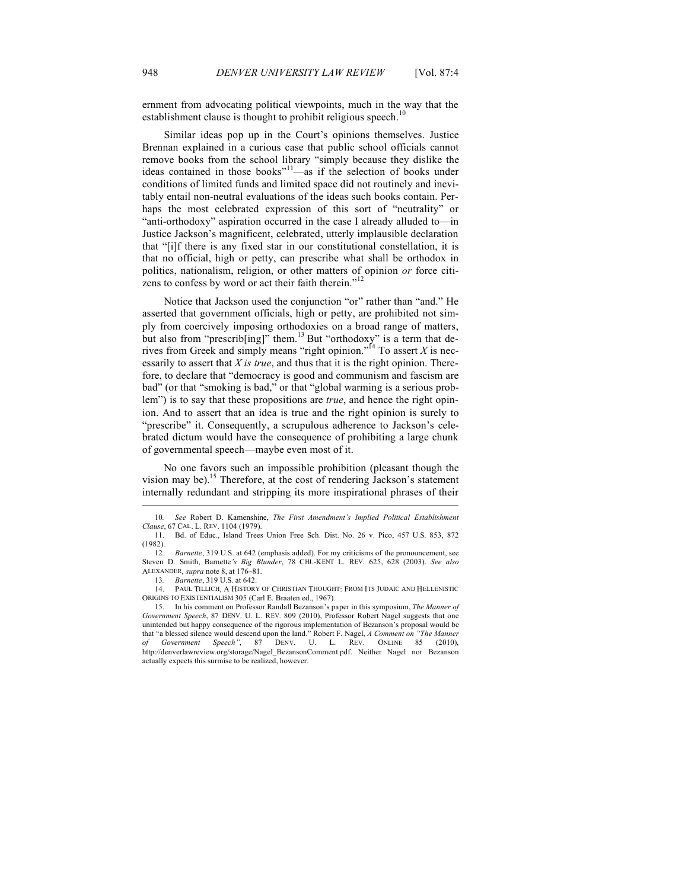ernment from advocating political viewpoints, much in the way that the establishment clause is thought to prohibit religious speech.[10]

Similar ideas pop up in the Court's opinions themselves. Justice Brennan explained in a curious case that public school officials cannot remove books from the school library "simply because they dislike the ideas contained in those books"[11]—as if the selection of books under conditions of limited funds and limited space did not routinely and inevitably entail non-neutral evaluations of the ideas such books contain. Perhaps the most celebrated expression of this sort of "neutrality" or "anti-orthodoxy" aspiration occurred in the case I already alluded to—in Justice Jackson's magnificent, celebrated, utterly implausible declaration that "[i]f there is any fixed star in our constitutional constellation, it is that no official, high or petty, can prescribe what shall be orthodox in politics, nationalism, religion, or other matters of opinion *or* force citizens to confess by word or act their faith therein."[12]

Notice that Jackson used the conjunction "or" rather than "and." He asserted that government officials, high or petty, are prohibited not simply from coercively imposing orthodoxies on a broad range of matters, but also from "prescrib[ing]" them.[13] But "orthodoxy" is a term that derives from Greek and simply means "right opinion."[14] To assert *X* is necessarily to assert that *X is true*, and thus that it is the right opinion. Therefore, to declare that "democracy is good and communism and fascism are bad" (or that "smoking is bad," or that "global warming is a serious problem") is to say that these propositions are *true*, and hence the right opinion. And to assert that an idea is true and the right opinion is surely to "prescribe" it. Consequently, a scrupulous adherence to Jackson's celebrated dictum would have the consequence of prohibiting a large chunk of governmental speech—maybe even most of it.

No one favors such an impossible prohibition (pleasant though the vision may be).[15] Therefore, at the cost of rendering Jackson's statement internally redundant and stripping its more inspirational phrases of their

---

10. *See* Robert D. Kamenshine, *The First Amendment's Implied Political Establishment Clause*, 67 CAL. L. REV. 1104 (1979).

11. Bd. of Educ., Island Trees Union Free Sch. Dist. No. 26 v. Pico, 457 U.S. 853, 872 (1982).

12. *Barnette*, 319 U.S. at 642 (emphasis added). For my criticisms of the pronouncement, see Steven D. Smith, Barnette*'s Big Blunder*, 78 CHI.-KENT L. REV. 625, 628 (2003). *See also* ALEXANDER, *supra* note 8, at 176–81.

13. *Barnette*, 319 U.S. at 642.

14. PAUL TILLICH, A HISTORY OF CHRISTIAN THOUGHT: FROM ITS JUDAIC AND HELLENISTIC ORIGINS TO EXISTENTIALISM 305 (Carl E. Braaten ed., 1967).

15. In his comment on Professor Randall Bezanson's paper in this symposium, *The Manner of Government Speech*, 87 DENV. U. L. REV. 809 (2010), Professor Robert Nagel suggests that one unintended but happy consequence of the rigorous implementation of Bezanson's proposal would be that "a blessed silence would descend upon the land." Robert F. Nagel, *A Comment on "The Manner of Government Speech"*, 87 DENV. U. L. REV. ONLINE 85 (2010), http://denverlawreview.org/storage/Nagel_BezansonComment.pdf. Neither Nagel nor Bezanson actually expects this surmise to be realized, however.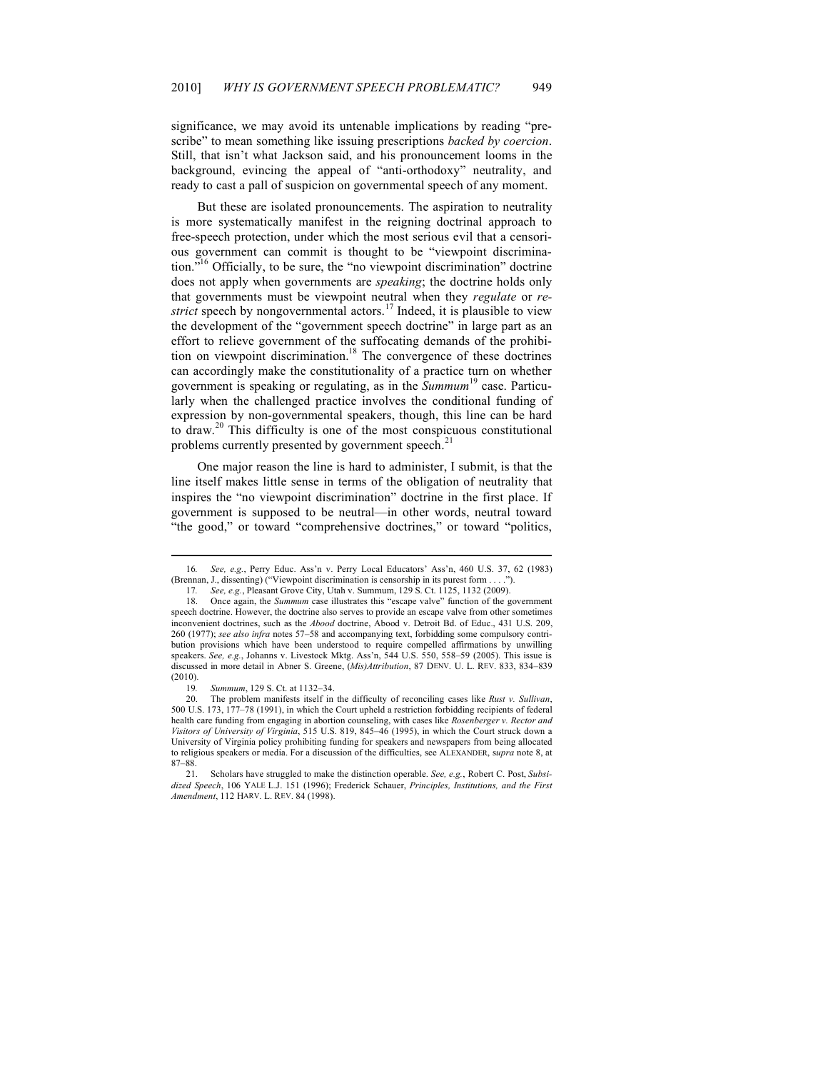significance, we may avoid its untenable implications by reading "prescribe" to mean something like issuing prescriptions *backed by coercion*. Still, that isn't what Jackson said, and his pronouncement looms in the background, evincing the appeal of "anti-orthodoxy" neutrality, and ready to cast a pall of suspicion on governmental speech of any moment.

But these are isolated pronouncements. The aspiration to neutrality is more systematically manifest in the reigning doctrinal approach to free-speech protection, under which the most serious evil that a censorious government can commit is thought to be "viewpoint discrimination."[16] Officially, to be sure, the "no viewpoint discrimination" doctrine does not apply when governments are *speaking*; the doctrine holds only that governments must be viewpoint neutral when they *regulate* or *restrict* speech by nongovernmental actors.[17] Indeed, it is plausible to view the development of the "government speech doctrine" in large part as an effort to relieve government of the suffocating demands of the prohibition on viewpoint discrimination.[18] The convergence of these doctrines can accordingly make the constitutionality of a practice turn on whether government is speaking or regulating, as in the *Summum*[19] case. Particularly when the challenged practice involves the conditional funding of expression by non-governmental speakers, though, this line can be hard to draw.[20] This difficulty is one of the most conspicuous constitutional problems currently presented by government speech.[21]

One major reason the line is hard to administer, I submit, is that the line itself makes little sense in terms of the obligation of neutrality that inspires the "no viewpoint discrimination" doctrine in the first place. If government is supposed to be neutral—in other words, neutral toward "the good," or toward "comprehensive doctrines," or toward "politics,

---

16. *See, e.g.*, Perry Educ. Ass'n v. Perry Local Educators' Ass'n, 460 U.S. 37, 62 (1983) (Brennan, J., dissenting) ("Viewpoint discrimination is censorship in its purest form . . . .").

17. *See, e.g.*, Pleasant Grove City, Utah v. Summum, 129 S. Ct. 1125, 1132 (2009).

18. Once again, the *Summum* case illustrates this "escape valve" function of the government speech doctrine. However, the doctrine also serves to provide an escape valve from other sometimes inconvenient doctrines, such as the *Abood* doctrine, Abood v. Detroit Bd. of Educ., 431 U.S. 209, 260 (1977); *see also infra* notes 57–58 and accompanying text, forbidding some compulsory contribution provisions which have been understood to require compelled affirmations by unwilling speakers. *See, e.g.*, Johanns v. Livestock Mktg. Ass'n, 544 U.S. 550, 558–59 (2005). This issue is discussed in more detail in Abner S. Greene, *(Mis)Attribution*, 87 DENV. U. L. REV. 833, 834–839 (2010).

19. *Summum*, 129 S. Ct. at 1132–34.

20. The problem manifests itself in the difficulty of reconciling cases like *Rust v. Sullivan*, 500 U.S. 173, 177–78 (1991), in which the Court upheld a restriction forbidding recipients of federal health care funding from engaging in abortion counseling, with cases like *Rosenberger v. Rector and Visitors of University of Virginia*, 515 U.S. 819, 845–46 (1995), in which the Court struck down a University of Virginia policy prohibiting funding for speakers and newspapers from being allocated to religious speakers or media. For a discussion of the difficulties, see ALEXANDER, s*upra* note 8, at 87–88.

21. Scholars have struggled to make the distinction operable. *See, e.g.*, Robert C. Post, *Subsidized Speech*, 106 YALE L.J. 151 (1996); Frederick Schauer, *Principles, Institutions, and the First Amendment*, 112 HARV. L. REV. 84 (1998).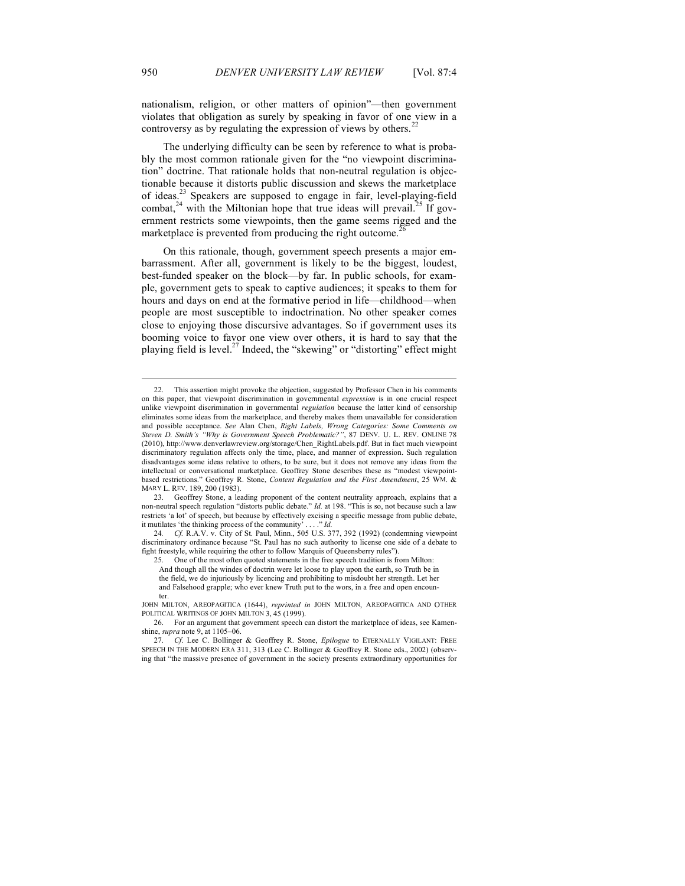nationalism, religion, or other matters of opinion"—then government violates that obligation as surely by speaking in favor of one view in a controversy as by regulating the expression of views by others.[22]

The underlying difficulty can be seen by reference to what is probably the most common rationale given for the "no viewpoint discrimination" doctrine. That rationale holds that non-neutral regulation is objectionable because it distorts public discussion and skews the marketplace of ideas.[23] Speakers are supposed to engage in fair, level-playing-field combat,[24] with the Miltonian hope that true ideas will prevail.[25] If government restricts some viewpoints, then the game seems rigged and the marketplace is prevented from producing the right outcome.[26]

On this rationale, though, government speech presents a major embarrassment. After all, government is likely to be the biggest, loudest, best-funded speaker on the block—by far. In public schools, for example, government gets to speak to captive audiences; it speaks to them for hours and days on end at the formative period in life—childhood—when people are most susceptible to indoctrination. No other speaker comes close to enjoying those discursive advantages. So if government uses its booming voice to favor one view over others, it is hard to say that the playing field is level.[27] Indeed, the "skewing" or "distorting" effect might

---

22. This assertion might provoke the objection, suggested by Professor Chen in his comments on this paper, that viewpoint discrimination in governmental *expression* is in one crucial respect unlike viewpoint discrimination in governmental *regulation* because the latter kind of censorship eliminates some ideas from the marketplace, and thereby makes them unavailable for consideration and possible acceptance. *See* Alan Chen, *Right Labels, Wrong Categories: Some Comments on Steven D. Smith's "Why is Government Speech Problematic?"*, 87 DENV. U. L. REV. ONLINE 78 (2010), http://www.denverlawreview.org/storage/Chen_RightLabels.pdf. But in fact much viewpoint discriminatory regulation affects only the time, place, and manner of expression. Such regulation disadvantages some ideas relative to others, to be sure, but it does not remove any ideas from the intellectual or conversational marketplace. Geoffrey Stone describes these as "modest viewpoint-based restrictions." Geoffrey R. Stone, *Content Regulation and the First Amendment*, 25 WM. & MARY L. REV. 189, 200 (1983).

23. Geoffrey Stone, a leading proponent of the content neutrality approach, explains that a non-neutral speech regulation "distorts public debate." *Id.* at 198. "This is so, not because such a law restricts 'a lot' of speech, but because by effectively excising a specific message from public debate, it mutilates 'the thinking process of the community' . . . ." *Id.*

24. *Cf.* R.A.V. v. City of St. Paul, Minn., 505 U.S. 377, 392 (1992) (condemning viewpoint discriminatory ordinance because "St. Paul has no such authority to license one side of a debate to fight freestyle, while requiring the other to follow Marquis of Queensberry rules").

25. One of the most often quoted statements in the free speech tradition is from Milton:

> And though all the windes of doctrin were let loose to play upon the earth, so Truth be in the field, we do injuriously by licencing and prohibiting to misdoubt her strength. Let her and Falsehood grapple; who ever knew Truth put to the wors, in a free and open encounter.

JOHN MILTON, AREOPAGITICA (1644), *reprinted in* JOHN MILTON, AREOPAGITICA AND OTHER POLITICAL WRITINGS OF JOHN MILTON 3, 45 (1999).

26. For an argument that government speech can distort the marketplace of ideas, see Kamenshine, *supra* note 9, at 1105–06.

27. *Cf.* Lee C. Bollinger & Geoffrey R. Stone, *Epilogue* to ETERNALLY VIGILANT: FREE SPEECH IN THE MODERN ERA 311, 313 (Lee C. Bollinger & Geoffrey R. Stone eds., 2002) (observing that "the massive presence of government in the society presents extraordinary opportunities for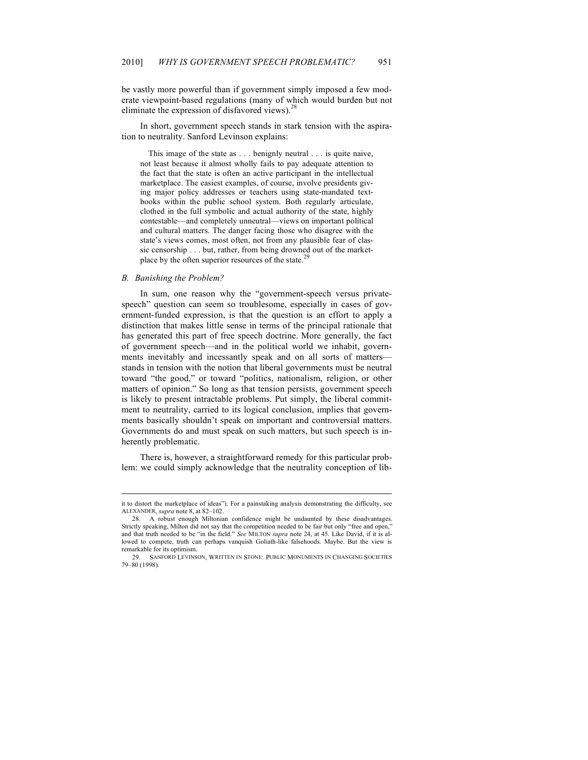be vastly more powerful than if government simply imposed a few moderate viewpoint-based regulations (many of which would burden but not eliminate the expression of disfavored views).[28]

In short, government speech stands in stark tension with the aspiration to neutrality. Sanford Levinson explains:

> This image of the state as . . . benignly neutral . . . is quite naive, not least because it almost wholly fails to pay adequate attention to the fact that the state is often an active participant in the intellectual marketplace. The easiest examples, of course, involve presidents giving major policy addresses or teachers using state-mandated textbooks within the public school system. Both regularly articulate, clothed in the full symbolic and actual authority of the state, highly contestable—and completely unneutral—views on important political and cultural matters. The danger facing those who disagree with the state's views comes, most often, not from any plausible fear of classic censorship . . . but, rather, from being drowned out of the marketplace by the often superior resources of the state.[29]

### B. Banishing the Problem?

In sum, one reason why the "government-speech versus private-speech" question can seem so troublesome, especially in cases of government-funded expression, is that the question is an effort to apply a distinction that makes little sense in terms of the principal rationale that has generated this part of free speech doctrine. More generally, the fact of government speech—and in the political world we inhabit, governments inevitably and incessantly speak and on all sorts of matters—stands in tension with the notion that liberal governments must be neutral toward "the good," or toward "politics, nationalism, religion, or other matters of opinion." So long as that tension persists, government speech is likely to present intractable problems. Put simply, the liberal commitment to neutrality, carried to its logical conclusion, implies that governments basically shouldn't speak on important and controversial matters. Governments do and must speak on such matters, but such speech is inherently problematic.

There is, however, a straightforward remedy for this particular problem: we could simply acknowledge that the neutrality conception of lib-

---

it to distort the marketplace of ideas"). For a painstaking analysis demonstrating the difficulty, see ALEXANDER, *supra* note 8, at 82–102.

28. A robust enough Miltonian confidence might be undaunted by these disadvantages. Strictly speaking, Milton did not say that the competition needed to be fair but only "free and open," and that truth needed to be "in the field." *See* MILTON *supra* note 24, at 45. Like David, if it is allowed to compete, truth can perhaps vanquish Goliath-like falsehoods. Maybe. But the view is remarkable for its optimism.

29. SANFORD LEVINSON, WRITTEN IN STONE: PUBLIC MONUMENTS IN CHANGING SOCIETIES 79–80 (1998).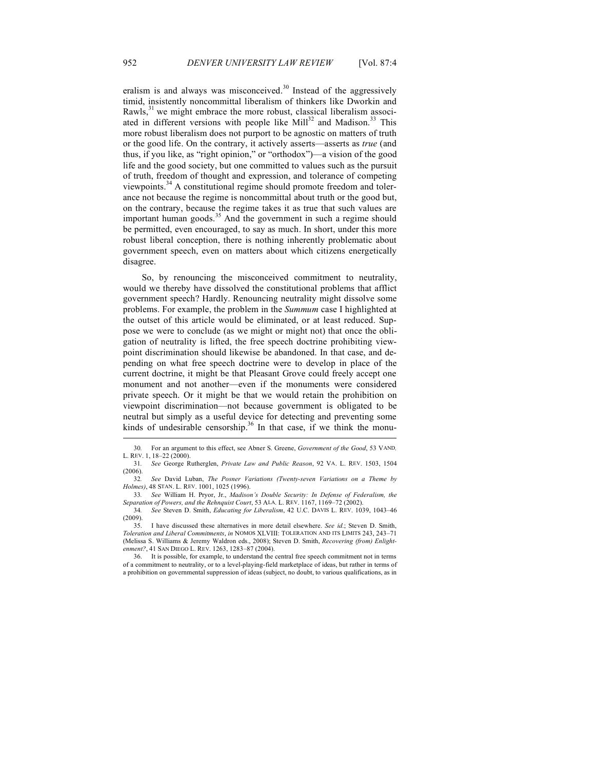eralism is and always was misconceived.[30] Instead of the aggressively timid, insistently noncommittal liberalism of thinkers like Dworkin and Rawls,[31] we might embrace the more robust, classical liberalism associated in different versions with people like Mill[32] and Madison.[33] This more robust liberalism does not purport to be agnostic on matters of truth or the good life. On the contrary, it actively asserts—asserts as *true* (and thus, if you like, as "right opinion," or "orthodox")—a vision of the good life and the good society, but one committed to values such as the pursuit of truth, freedom of thought and expression, and tolerance of competing viewpoints.[34] A constitutional regime should promote freedom and tolerance not because the regime is noncommittal about truth or the good but, on the contrary, because the regime takes it as true that such values are important human goods.[35] And the government in such a regime should be permitted, even encouraged, to say as much. In short, under this more robust liberal conception, there is nothing inherently problematic about government speech, even on matters about which citizens energetically disagree.

So, by renouncing the misconceived commitment to neutrality, would we thereby have dissolved the constitutional problems that afflict government speech? Hardly. Renouncing neutrality might dissolve some problems. For example, the problem in the *Summum* case I highlighted at the outset of this article would be eliminated, or at least reduced. Suppose we were to conclude (as we might or might not) that once the obligation of neutrality is lifted, the free speech doctrine prohibiting viewpoint discrimination should likewise be abandoned. In that case, and depending on what free speech doctrine were to develop in place of the current doctrine, it might be that Pleasant Grove could freely accept one monument and not another—even if the monuments were considered private speech. Or it might be that we would retain the prohibition on viewpoint discrimination—not because government is obligated to be neutral but simply as a useful device for detecting and preventing some kinds of undesirable censorship.[36] In that case, if we think the monu-

---

30. For an argument to this effect, see Abner S. Greene, *Government of the Good*, 53 VAND. L. REV. 1, 18–22 (2000).

31. *See* George Rutherglen, *Private Law and Public Reason*, 92 VA. L. REV. 1503, 1504 (2006).

32. *See* David Luban, *The Posner Variations (Twenty-seven Variations on a Theme by Holmes)*, 48 STAN. L. REV. 1001, 1025 (1996).

33. *See* William H. Pryor, Jr., *Madison's Double Security: In Defense of Federalism, the Separation of Powers, and the Rehnquist Court*, 53 ALA. L. REV. 1167, 1169–72 (2002).

34. *See* Steven D. Smith, *Educating for Liberalism*, 42 U.C. DAVIS L. REV. 1039, 1043–46 (2009).

35. I have discussed these alternatives in more detail elsewhere. *See id.*; Steven D. Smith, *Toleration and Liberal Commitments*, *in* NOMOS XLVIII: TOLERATION AND ITS LIMITS 243, 243–71 (Melissa S. Williams & Jeremy Waldron eds., 2008); Steven D. Smith, *Recovering (from) Enlightenment?*, 41 SAN DIEGO L. REV. 1263, 1283–87 (2004).

36. It is possible, for example, to understand the central free speech commitment not in terms of a commitment to neutrality, or to a level-playing-field marketplace of ideas, but rather in terms of a prohibition on governmental suppression of ideas (subject, no doubt, to various qualifications, as in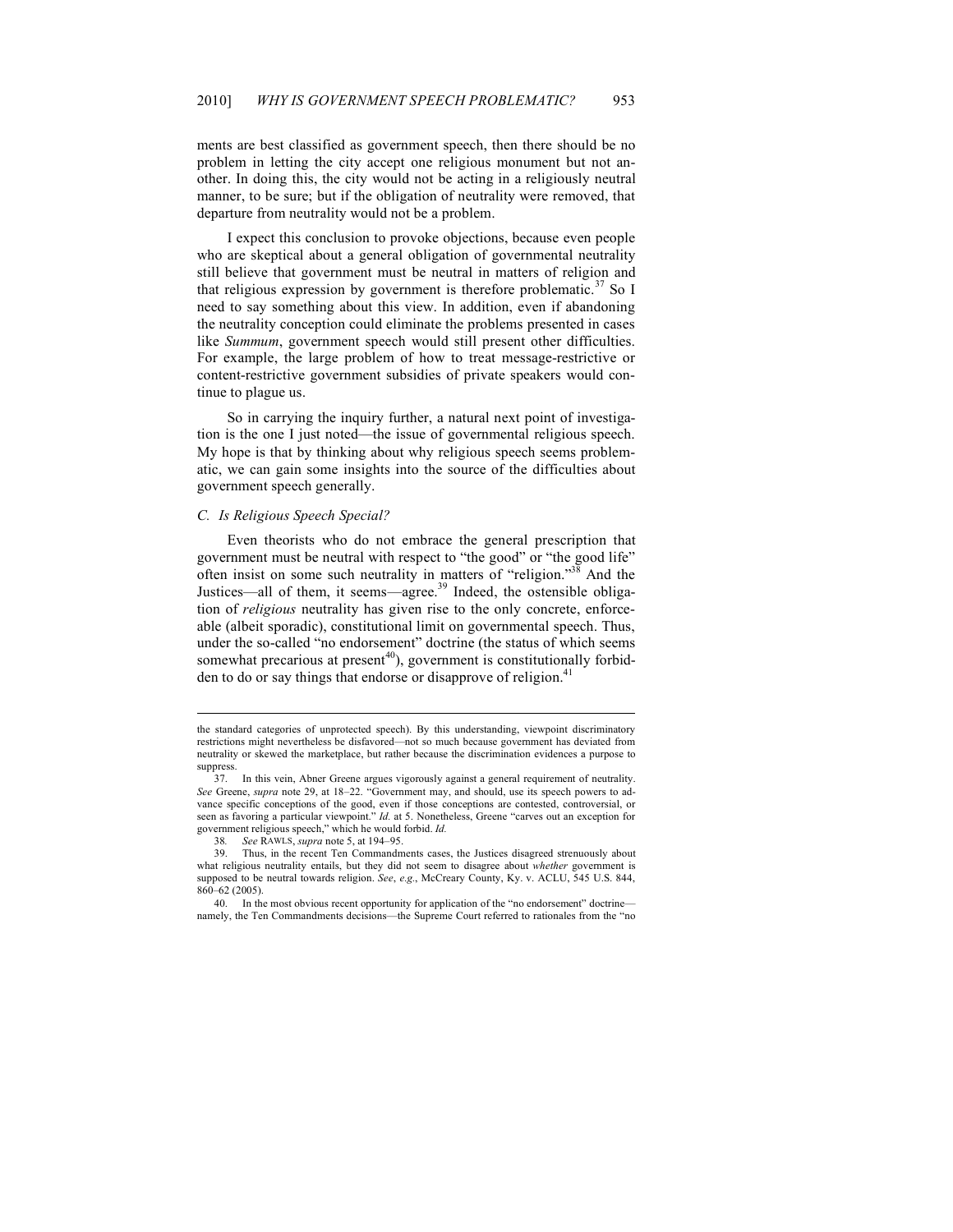ments are best classified as government speech, then there should be no problem in letting the city accept one religious monument but not another. In doing this, the city would not be acting in a religiously neutral manner, to be sure; but if the obligation of neutrality were removed, that departure from neutrality would not be a problem.

I expect this conclusion to provoke objections, because even people who are skeptical about a general obligation of governmental neutrality still believe that government must be neutral in matters of religion and that religious expression by government is therefore problematic.[37] So I need to say something about this view. In addition, even if abandoning the neutrality conception could eliminate the problems presented in cases like *Summum*, government speech would still present other difficulties. For example, the large problem of how to treat message-restrictive or content-restrictive government subsidies of private speakers would continue to plague us.

So in carrying the inquiry further, a natural next point of investigation is the one I just noted—the issue of governmental religious speech. My hope is that by thinking about why religious speech seems problematic, we can gain some insights into the source of the difficulties about government speech generally.

### *C. Is Religious Speech Special?*

Even theorists who do not embrace the general prescription that government must be neutral with respect to "the good" or "the good life" often insist on some such neutrality in matters of "religion."[38] And the Justices—all of them, it seems—agree.[39] Indeed, the ostensible obligation of *religious* neutrality has given rise to the only concrete, enforceable (albeit sporadic), constitutional limit on governmental speech. Thus, under the so-called "no endorsement" doctrine (the status of which seems somewhat precarious at present[40]), government is constitutionally forbidden to do or say things that endorse or disapprove of religion.[41]

---

the standard categories of unprotected speech). By this understanding, viewpoint discriminatory restrictions might nevertheless be disfavored—not so much because government has deviated from neutrality or skewed the marketplace, but rather because the discrimination evidences a purpose to suppress.

37. In this vein, Abner Greene argues vigorously against a general requirement of neutrality. *See* Greene, *supra* note 29, at 18–22. "Government may, and should, use its speech powers to advance specific conceptions of the good, even if those conceptions are contested, controversial, or seen as favoring a particular viewpoint." *Id.* at 5. Nonetheless, Greene "carves out an exception for government religious speech," which he would forbid. *Id.*

38. *See* RAWLS, *supra* note 5, at 194–95.

39. Thus, in the recent Ten Commandments cases, the Justices disagreed strenuously about what religious neutrality entails, but they did not seem to disagree about *whether* government is supposed to be neutral towards religion. *See*, *e.g.*, McCreary County, Ky. v. ACLU, 545 U.S. 844, 860–62 (2005).

40. In the most obvious recent opportunity for application of the "no endorsement" doctrine—namely, the Ten Commandments decisions—the Supreme Court referred to rationales from the "no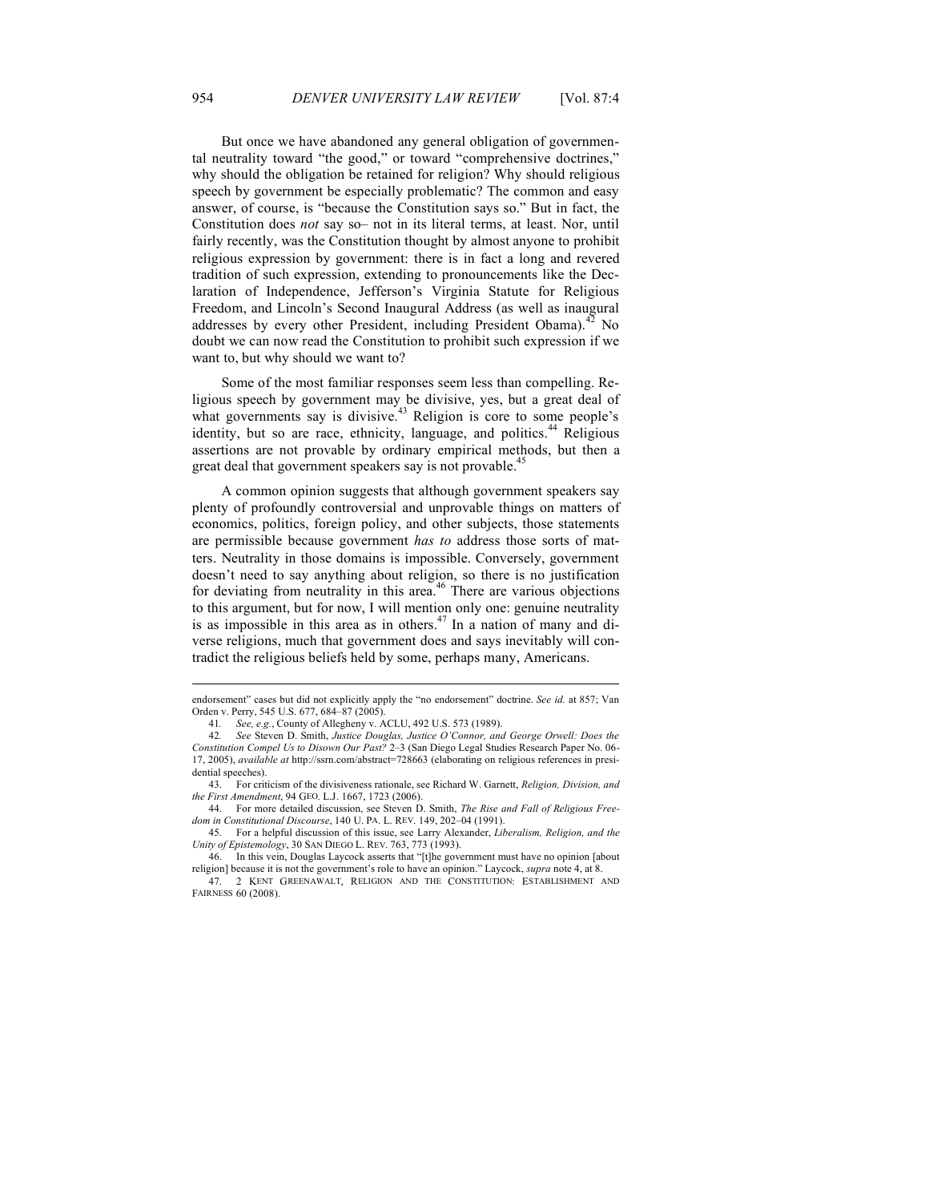But once we have abandoned any general obligation of governmental neutrality toward "the good," or toward "comprehensive doctrines," why should the obligation be retained for religion? Why should religious speech by government be especially problematic? The common and easy answer, of course, is "because the Constitution says so." But in fact, the Constitution does *not* say so– not in its literal terms, at least. Nor, until fairly recently, was the Constitution thought by almost anyone to prohibit religious expression by government: there is in fact a long and revered tradition of such expression, extending to pronouncements like the Declaration of Independence, Jefferson's Virginia Statute for Religious Freedom, and Lincoln's Second Inaugural Address (as well as inaugural addresses by every other President, including President Obama).[42] No doubt we can now read the Constitution to prohibit such expression if we want to, but why should we want to?

Some of the most familiar responses seem less than compelling. Religious speech by government may be divisive, yes, but a great deal of what governments say is divisive.[43] Religion is core to some people's identity, but so are race, ethnicity, language, and politics.[44] Religious assertions are not provable by ordinary empirical methods, but then a great deal that government speakers say is not provable.[45]

A common opinion suggests that although government speakers say plenty of profoundly controversial and unprovable things on matters of economics, politics, foreign policy, and other subjects, those statements are permissible because government *has to* address those sorts of matters. Neutrality in those domains is impossible. Conversely, government doesn't need to say anything about religion, so there is no justification for deviating from neutrality in this area.[46] There are various objections to this argument, but for now, I will mention only one: genuine neutrality is as impossible in this area as in others.[47] In a nation of many and diverse religions, much that government does and says inevitably will contradict the religious beliefs held by some, perhaps many, Americans.

---

endorsement" cases but did not explicitly apply the "no endorsement" doctrine. *See id.* at 857; Van Orden v. Perry, 545 U.S. 677, 684–87 (2005).

41. *See, e.g.*, County of Allegheny v. ACLU, 492 U.S. 573 (1989).

42. *See* Steven D. Smith, *Justice Douglas, Justice O'Connor, and George Orwell: Does the Constitution Compel Us to Disown Our Past?* 2–3 (San Diego Legal Studies Research Paper No. 06-17, 2005), *available at* http://ssrn.com/abstract=728663 (elaborating on religious references in presidential speeches).

43. For criticism of the divisiveness rationale, see Richard W. Garnett, *Religion, Division, and the First Amendment*, 94 GEO. L.J. 1667, 1723 (2006).

44. For more detailed discussion, see Steven D. Smith, *The Rise and Fall of Religious Freedom in Constitutional Discourse*, 140 U. PA. L. REV. 149, 202–04 (1991).

45. For a helpful discussion of this issue, see Larry Alexander, *Liberalism, Religion, and the Unity of Epistemology*, 30 SAN DIEGO L. REV. 763, 773 (1993).

46. In this vein, Douglas Laycock asserts that "[t]he government must have no opinion [about religion] because it is not the government's role to have an opinion." Laycock, *supra* note 4, at 8.

47. 2 KENT GREENAWALT, RELIGION AND THE CONSTITUTION: ESTABLISHMENT AND FAIRNESS 60 (2008).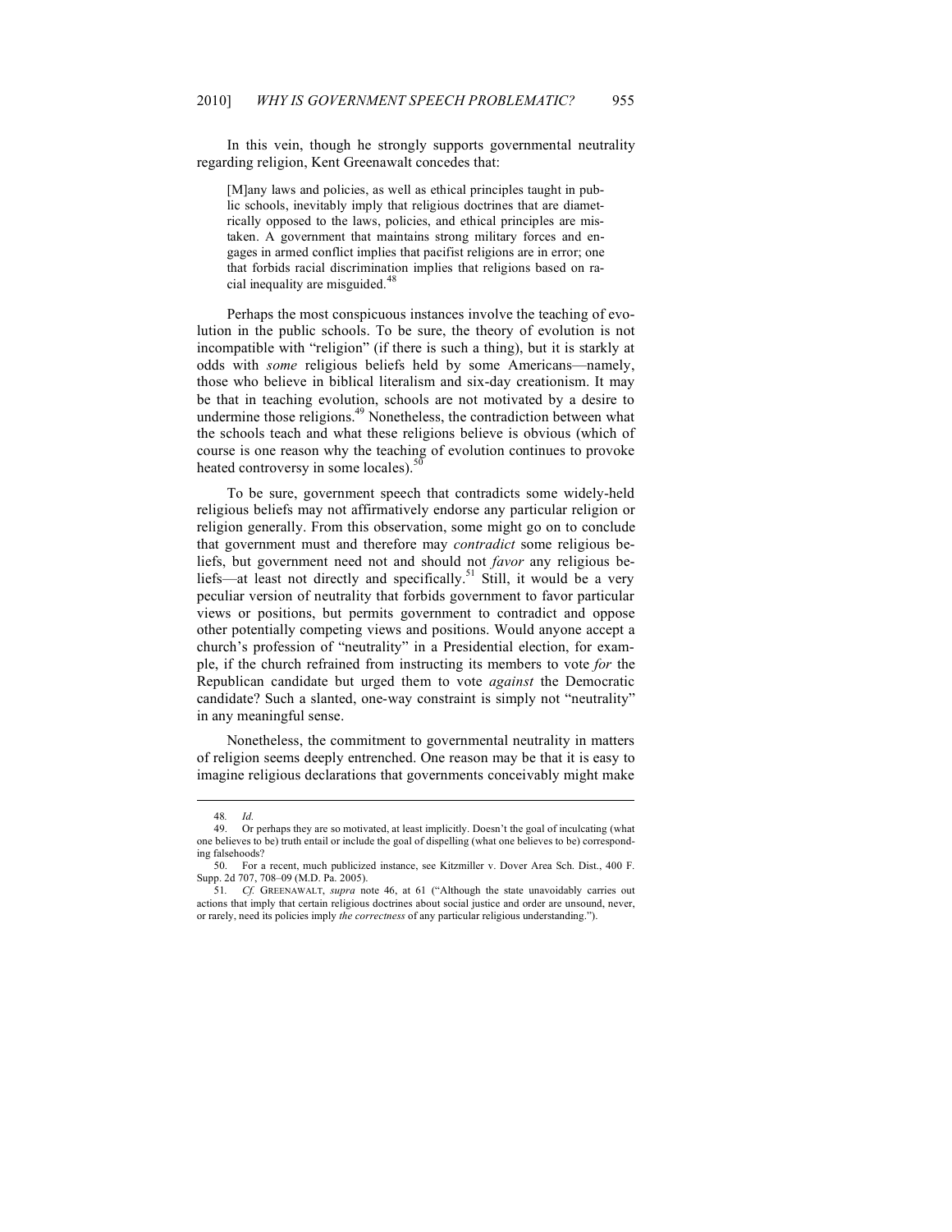In this vein, though he strongly supports governmental neutrality regarding religion, Kent Greenawalt concedes that:

> [M]any laws and policies, as well as ethical principles taught in public schools, inevitably imply that religious doctrines that are diametrically opposed to the laws, policies, and ethical principles are mistaken. A government that maintains strong military forces and engages in armed conflict implies that pacifist religions are in error; one that forbids racial discrimination implies that religions based on racial inequality are misguided.[48]

Perhaps the most conspicuous instances involve the teaching of evolution in the public schools. To be sure, the theory of evolution is not incompatible with "religion" (if there is such a thing), but it is starkly at odds with *some* religious beliefs held by some Americans—namely, those who believe in biblical literalism and six-day creationism. It may be that in teaching evolution, schools are not motivated by a desire to undermine those religions.[49] Nonetheless, the contradiction between what the schools teach and what these religions believe is obvious (which of course is one reason why the teaching of evolution continues to provoke heated controversy in some locales).[50]

To be sure, government speech that contradicts some widely-held religious beliefs may not affirmatively endorse any particular religion or religion generally. From this observation, some might go on to conclude that government must and therefore may *contradict* some religious beliefs, but government need not and should not *favor* any religious beliefs—at least not directly and specifically.[51] Still, it would be a very peculiar version of neutrality that forbids government to favor particular views or positions, but permits government to contradict and oppose other potentially competing views and positions. Would anyone accept a church's profession of "neutrality" in a Presidential election, for example, if the church refrained from instructing its members to vote *for* the Republican candidate but urged them to vote *against* the Democratic candidate? Such a slanted, one-way constraint is simply not "neutrality" in any meaningful sense.

Nonetheless, the commitment to governmental neutrality in matters of religion seems deeply entrenched. One reason may be that it is easy to imagine religious declarations that governments conceivably might make

---

48. *Id.*

49. Or perhaps they are so motivated, at least implicitly. Doesn't the goal of inculcating (what one believes to be) truth entail or include the goal of dispelling (what one believes to be) corresponding falsehoods?

50. For a recent, much publicized instance, see Kitzmiller v. Dover Area Sch. Dist., 400 F. Supp. 2d 707, 708–09 (M.D. Pa. 2005).

51. *Cf.* GREENAWALT, *supra* note 46, at 61 ("Although the state unavoidably carries out actions that imply that certain religious doctrines about social justice and order are unsound, never, or rarely, need its policies imply *the correctness* of any particular religious understanding.").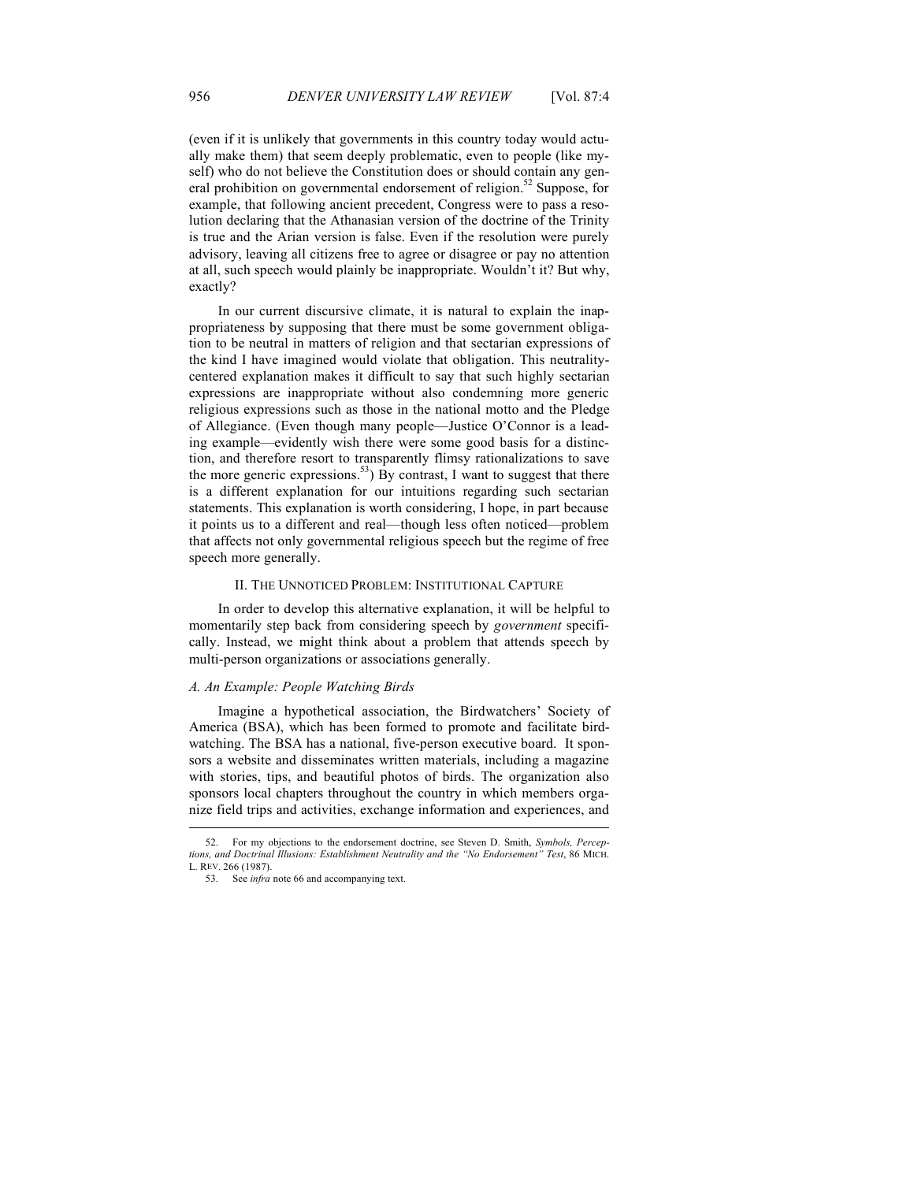(even if it is unlikely that governments in this country today would actually make them) that seem deeply problematic, even to people (like myself) who do not believe the Constitution does or should contain any general prohibition on governmental endorsement of religion.[52] Suppose, for example, that following ancient precedent, Congress were to pass a resolution declaring that the Athanasian version of the doctrine of the Trinity is true and the Arian version is false. Even if the resolution were purely advisory, leaving all citizens free to agree or disagree or pay no attention at all, such speech would plainly be inappropriate. Wouldn't it? But why, exactly?

In our current discursive climate, it is natural to explain the inappropriateness by supposing that there must be some government obligation to be neutral in matters of religion and that sectarian expressions of the kind I have imagined would violate that obligation. This neutrality-centered explanation makes it difficult to say that such highly sectarian expressions are inappropriate without also condemning more generic religious expressions such as those in the national motto and the Pledge of Allegiance. (Even though many people—Justice O'Connor is a leading example—evidently wish there were some good basis for a distinction, and therefore resort to transparently flimsy rationalizations to save the more generic expressions.[53]) By contrast, I want to suggest that there is a different explanation for our intuitions regarding such sectarian statements. This explanation is worth considering, I hope, in part because it points us to a different and real—though less often noticed—problem that affects not only governmental religious speech but the regime of free speech more generally.

## II. The Unnoticed Problem: Institutional Capture

In order to develop this alternative explanation, it will be helpful to momentarily step back from considering speech by *government* specifically. Instead, we might think about a problem that attends speech by multi-person organizations or associations generally.

### *A. An Example: People Watching Birds*

Imagine a hypothetical association, the Birdwatchers' Society of America (BSA), which has been formed to promote and facilitate birdwatching. The BSA has a national, five-person executive board. It sponsors a website and disseminates written materials, including a magazine with stories, tips, and beautiful photos of birds. The organization also sponsors local chapters throughout the country in which members organize field trips and activities, exchange information and experiences, and

---

52. For my objections to the endorsement doctrine, see Steven D. Smith, *Symbols, Perceptions, and Doctrinal Illusions: Establishment Neutrality and the "No Endorsement" Test*, 86 MICH. L. REV. 266 (1987).

53. See *infra* note 66 and accompanying text.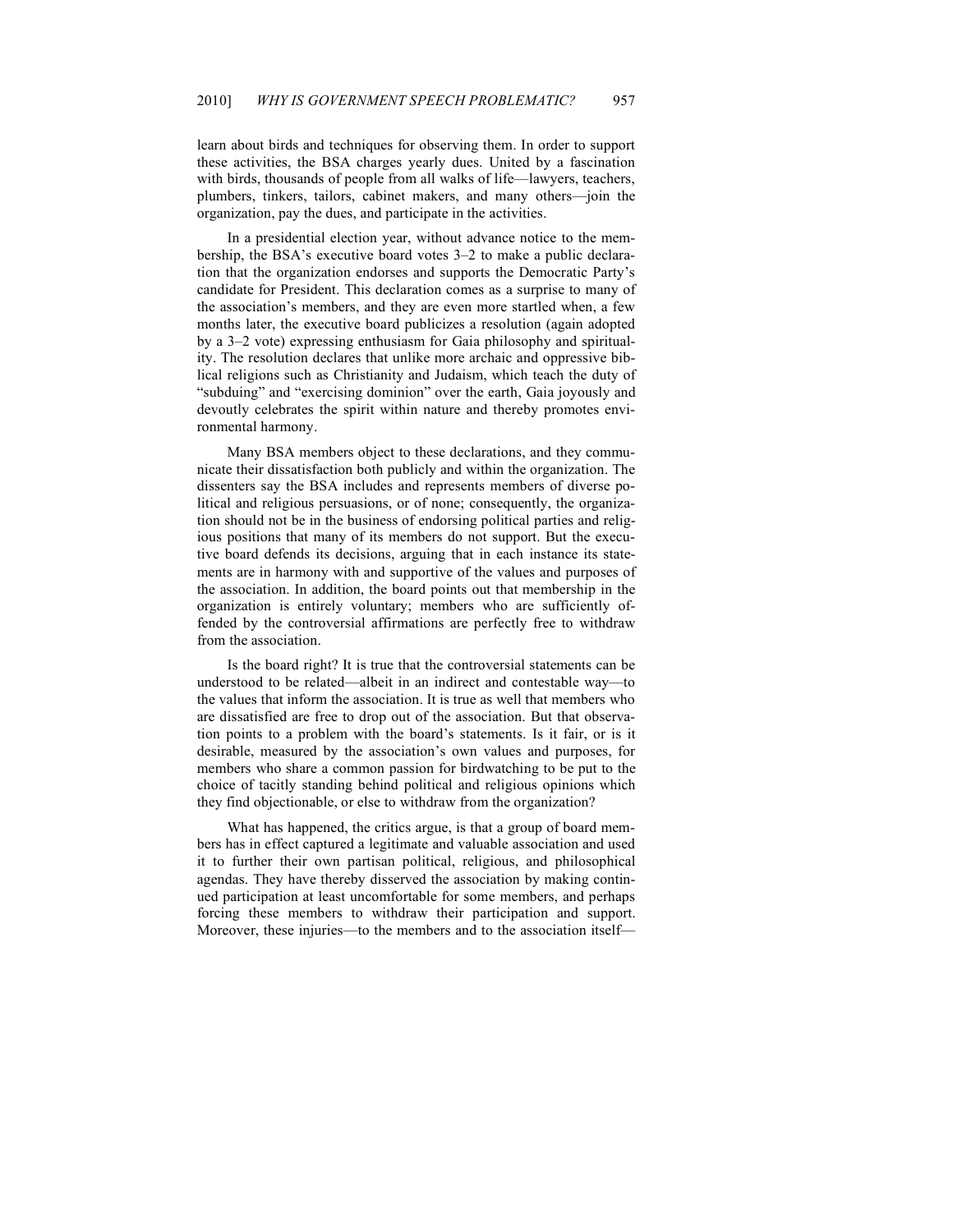learn about birds and techniques for observing them. In order to support these activities, the BSA charges yearly dues. United by a fascination with birds, thousands of people from all walks of life—lawyers, teachers, plumbers, tinkers, tailors, cabinet makers, and many others—join the organization, pay the dues, and participate in the activities.

In a presidential election year, without advance notice to the membership, the BSA's executive board votes 3–2 to make a public declaration that the organization endorses and supports the Democratic Party's candidate for President. This declaration comes as a surprise to many of the association's members, and they are even more startled when, a few months later, the executive board publicizes a resolution (again adopted by a 3–2 vote) expressing enthusiasm for Gaia philosophy and spirituality. The resolution declares that unlike more archaic and oppressive biblical religions such as Christianity and Judaism, which teach the duty of "subduing" and "exercising dominion" over the earth, Gaia joyously and devoutly celebrates the spirit within nature and thereby promotes environmental harmony.

Many BSA members object to these declarations, and they communicate their dissatisfaction both publicly and within the organization. The dissenters say the BSA includes and represents members of diverse political and religious persuasions, or of none; consequently, the organization should not be in the business of endorsing political parties and religious positions that many of its members do not support. But the executive board defends its decisions, arguing that in each instance its statements are in harmony with and supportive of the values and purposes of the association. In addition, the board points out that membership in the organization is entirely voluntary; members who are sufficiently offended by the controversial affirmations are perfectly free to withdraw from the association.

Is the board right? It is true that the controversial statements can be understood to be related—albeit in an indirect and contestable way—to the values that inform the association. It is true as well that members who are dissatisfied are free to drop out of the association. But that observation points to a problem with the board's statements. Is it fair, or is it desirable, measured by the association's own values and purposes, for members who share a common passion for birdwatching to be put to the choice of tacitly standing behind political and religious opinions which they find objectionable, or else to withdraw from the organization?

What has happened, the critics argue, is that a group of board members has in effect captured a legitimate and valuable association and used it to further their own partisan political, religious, and philosophical agendas. They have thereby disserved the association by making continued participation at least uncomfortable for some members, and perhaps forcing these members to withdraw their participation and support. Moreover, these injuries—to the members and to the association itself—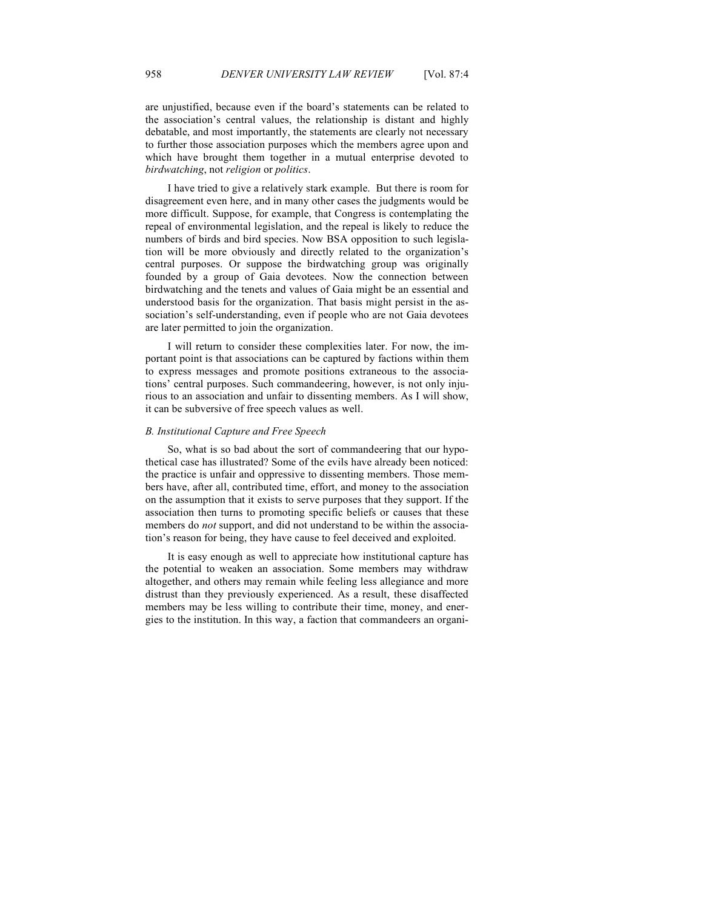are unjustified, because even if the board's statements can be related to the association's central values, the relationship is distant and highly debatable, and most importantly, the statements are clearly not necessary to further those association purposes which the members agree upon and which have brought them together in a mutual enterprise devoted to *birdwatching*, not *religion* or *politics*.

I have tried to give a relatively stark example. But there is room for disagreement even here, and in many other cases the judgments would be more difficult. Suppose, for example, that Congress is contemplating the repeal of environmental legislation, and the repeal is likely to reduce the numbers of birds and bird species. Now BSA opposition to such legislation will be more obviously and directly related to the organization's central purposes. Or suppose the birdwatching group was originally founded by a group of Gaia devotees. Now the connection between birdwatching and the tenets and values of Gaia might be an essential and understood basis for the organization. That basis might persist in the association's self-understanding, even if people who are not Gaia devotees are later permitted to join the organization.

I will return to consider these complexities later. For now, the important point is that associations can be captured by factions within them to express messages and promote positions extraneous to the associations' central purposes. Such commandeering, however, is not only injurious to an association and unfair to dissenting members. As I will show, it can be subversive of free speech values as well.

### *B. Institutional Capture and Free Speech*

So, what is so bad about the sort of commandeering that our hypothetical case has illustrated? Some of the evils have already been noticed: the practice is unfair and oppressive to dissenting members. Those members have, after all, contributed time, effort, and money to the association on the assumption that it exists to serve purposes that they support. If the association then turns to promoting specific beliefs or causes that these members do *not* support, and did not understand to be within the association's reason for being, they have cause to feel deceived and exploited.

It is easy enough as well to appreciate how institutional capture has the potential to weaken an association. Some members may withdraw altogether, and others may remain while feeling less allegiance and more distrust than they previously experienced. As a result, these disaffected members may be less willing to contribute their time, money, and energies to the institution. In this way, a faction that commandeers an organi-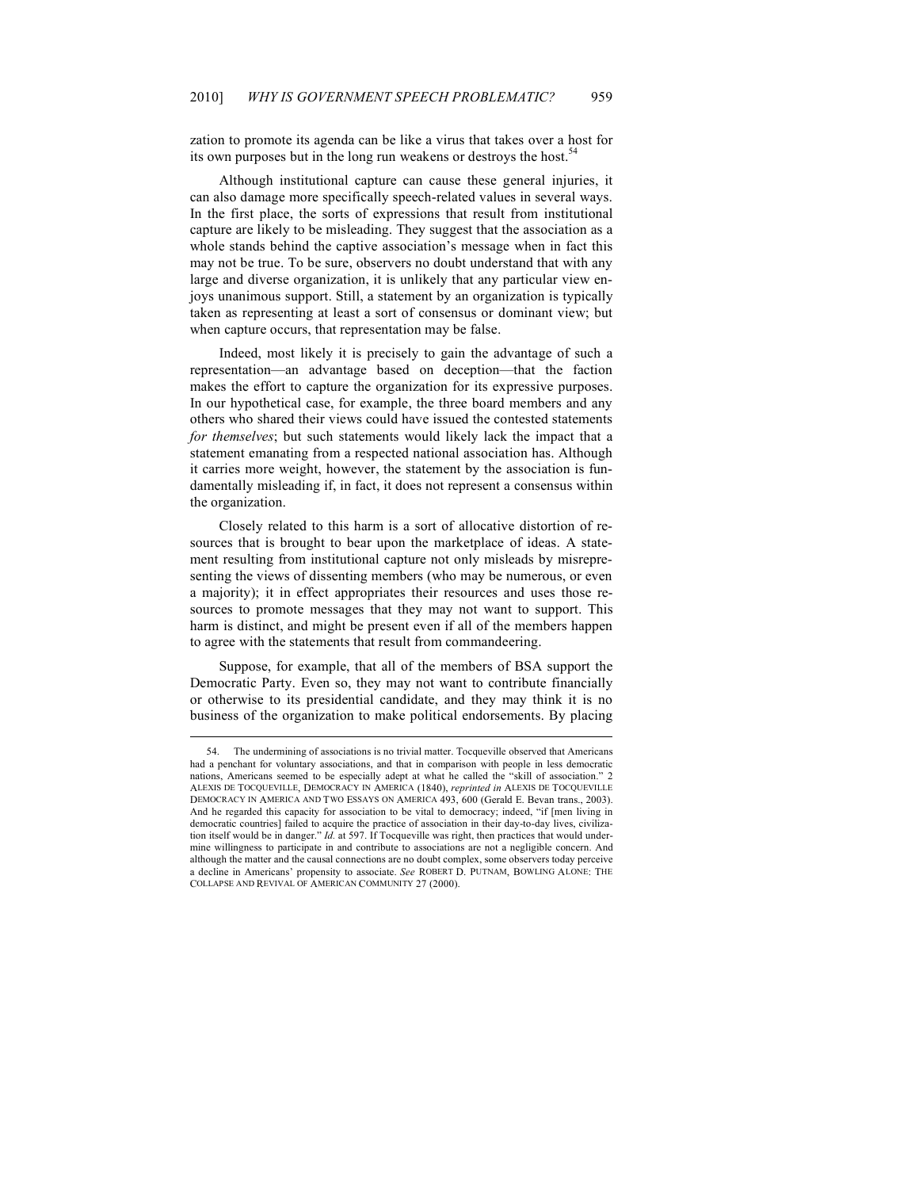zation to promote its agenda can be like a virus that takes over a host for its own purposes but in the long run weakens or destroys the host.[54]

Although institutional capture can cause these general injuries, it can also damage more specifically speech-related values in several ways. In the first place, the sorts of expressions that result from institutional capture are likely to be misleading. They suggest that the association as a whole stands behind the captive association's message when in fact this may not be true. To be sure, observers no doubt understand that with any large and diverse organization, it is unlikely that any particular view enjoys unanimous support. Still, a statement by an organization is typically taken as representing at least a sort of consensus or dominant view; but when capture occurs, that representation may be false.

Indeed, most likely it is precisely to gain the advantage of such a representation—an advantage based on deception—that the faction makes the effort to capture the organization for its expressive purposes. In our hypothetical case, for example, the three board members and any others who shared their views could have issued the contested statements *for themselves*; but such statements would likely lack the impact that a statement emanating from a respected national association has. Although it carries more weight, however, the statement by the association is fundamentally misleading if, in fact, it does not represent a consensus within the organization.

Closely related to this harm is a sort of allocative distortion of resources that is brought to bear upon the marketplace of ideas. A statement resulting from institutional capture not only misleads by misrepresenting the views of dissenting members (who may be numerous, or even a majority); it in effect appropriates their resources and uses those resources to promote messages that they may not want to support. This harm is distinct, and might be present even if all of the members happen to agree with the statements that result from commandeering.

Suppose, for example, that all of the members of BSA support the Democratic Party. Even so, they may not want to contribute financially or otherwise to its presidential candidate, and they may think it is no business of the organization to make political endorsements. By placing

---

54. The undermining of associations is no trivial matter. Tocqueville observed that Americans had a penchant for voluntary associations, and that in comparison with people in less democratic nations, Americans seemed to be especially adept at what he called the "skill of association." 2 ALEXIS DE TOCQUEVILLE, DEMOCRACY IN AMERICA (1840), *reprinted in* ALEXIS DE TOCQUEVILLE DEMOCRACY IN AMERICA AND TWO ESSAYS ON AMERICA 493, 600 (Gerald E. Bevan trans., 2003). And he regarded this capacity for association to be vital to democracy; indeed, "if [men living in democratic countries] failed to acquire the practice of association in their day-to-day lives, civilization itself would be in danger." *Id.* at 597. If Tocqueville was right, then practices that would undermine willingness to participate in and contribute to associations are not a negligible concern. And although the matter and the causal connections are no doubt complex, some observers today perceive a decline in Americans' propensity to associate. *See* ROBERT D. PUTNAM, BOWLING ALONE: THE COLLAPSE AND REVIVAL OF AMERICAN COMMUNITY 27 (2000).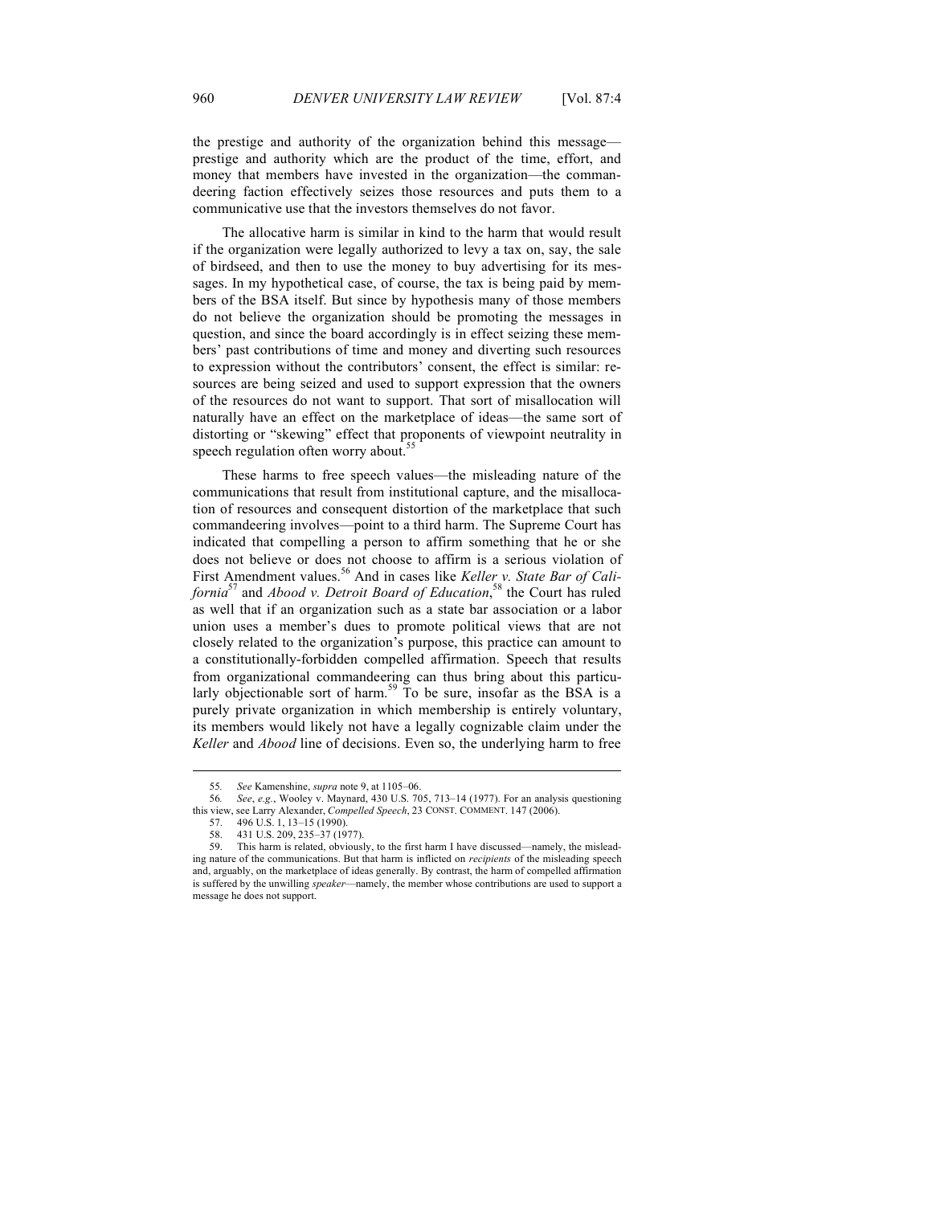the prestige and authority of the organization behind this message—prestige and authority which are the product of the time, effort, and money that members have invested in the organization—the commandeering faction effectively seizes those resources and puts them to a communicative use that the investors themselves do not favor.

The allocative harm is similar in kind to the harm that would result if the organization were legally authorized to levy a tax on, say, the sale of birdseed, and then to use the money to buy advertising for its messages. In my hypothetical case, of course, the tax is being paid by members of the BSA itself. But since by hypothesis many of those members do not believe the organization should be promoting the messages in question, and since the board accordingly is in effect seizing these members' past contributions of time and money and diverting such resources to expression without the contributors' consent, the effect is similar: resources are being seized and used to support expression that the owners of the resources do not want to support. That sort of misallocation will naturally have an effect on the marketplace of ideas—the same sort of distorting or "skewing" effect that proponents of viewpoint neutrality in speech regulation often worry about.[55]

These harms to free speech values—the misleading nature of the communications that result from institutional capture, and the misallocation of resources and consequent distortion of the marketplace that such commandeering involves—point to a third harm. The Supreme Court has indicated that compelling a person to affirm something that he or she does not believe or does not choose to affirm is a serious violation of First Amendment values.[56] And in cases like *Keller v. State Bar of California*[57] and *Abood v. Detroit Board of Education*,[58] the Court has ruled as well that if an organization such as a state bar association or a labor union uses a member's dues to promote political views that are not closely related to the organization's purpose, this practice can amount to a constitutionally-forbidden compelled affirmation. Speech that results from organizational commandeering can thus bring about this particularly objectionable sort of harm.[59] To be sure, insofar as the BSA is a purely private organization in which membership is entirely voluntary, its members would likely not have a legally cognizable claim under the *Keller* and *Abood* line of decisions. Even so, the underlying harm to free

---

55. *See* Kamenshine, *supra* note 9, at 1105–06.

56. *See*, *e.g.*, Wooley v. Maynard, 430 U.S. 705, 713–14 (1977). For an analysis questioning this view, see Larry Alexander, *Compelled Speech*, 23 CONST. COMMENT. 147 (2006).

57. 496 U.S. 1, 13–15 (1990).

58. 431 U.S. 209, 235–37 (1977).

59. This harm is related, obviously, to the first harm I have discussed—namely, the misleading nature of the communications. But that harm is inflicted on *recipients* of the misleading speech and, arguably, on the marketplace of ideas generally. By contrast, the harm of compelled affirmation is suffered by the unwilling *speaker*—namely, the member whose contributions are used to support a message he does not support.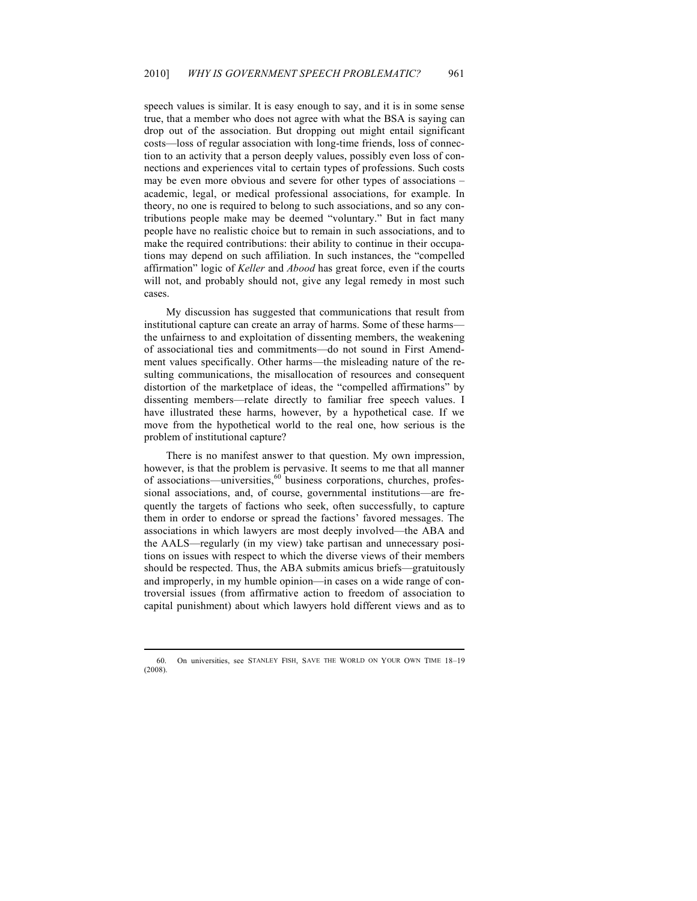speech values is similar. It is easy enough to say, and it is in some sense true, that a member who does not agree with what the BSA is saying can drop out of the association. But dropping out might entail significant costs—loss of regular association with long-time friends, loss of connection to an activity that a person deeply values, possibly even loss of connections and experiences vital to certain types of professions. Such costs may be even more obvious and severe for other types of associations – academic, legal, or medical professional associations, for example. In theory, no one is required to belong to such associations, and so any contributions people make may be deemed "voluntary." But in fact many people have no realistic choice but to remain in such associations, and to make the required contributions: their ability to continue in their occupations may depend on such affiliation. In such instances, the "compelled affirmation" logic of *Keller* and *Abood* has great force, even if the courts will not, and probably should not, give any legal remedy in most such cases.

My discussion has suggested that communications that result from institutional capture can create an array of harms. Some of these harms—the unfairness to and exploitation of dissenting members, the weakening of associational ties and commitments—do not sound in First Amendment values specifically. Other harms—the misleading nature of the resulting communications, the misallocation of resources and consequent distortion of the marketplace of ideas, the "compelled affirmations" by dissenting members—relate directly to familiar free speech values. I have illustrated these harms, however, by a hypothetical case. If we move from the hypothetical world to the real one, how serious is the problem of institutional capture?

There is no manifest answer to that question. My own impression, however, is that the problem is pervasive. It seems to me that all manner of associations—universities,[60] business corporations, churches, professional associations, and, of course, governmental institutions—are frequently the targets of factions who seek, often successfully, to capture them in order to endorse or spread the factions' favored messages. The associations in which lawyers are most deeply involved—the ABA and the AALS—regularly (in my view) take partisan and unnecessary positions on issues with respect to which the diverse views of their members should be respected. Thus, the ABA submits amicus briefs—gratuitously and improperly, in my humble opinion—in cases on a wide range of controversial issues (from affirmative action to freedom of association to capital punishment) about which lawyers hold different views and as to

60. On universities, see STANLEY FISH, SAVE THE WORLD ON YOUR OWN TIME 18–19 (2008).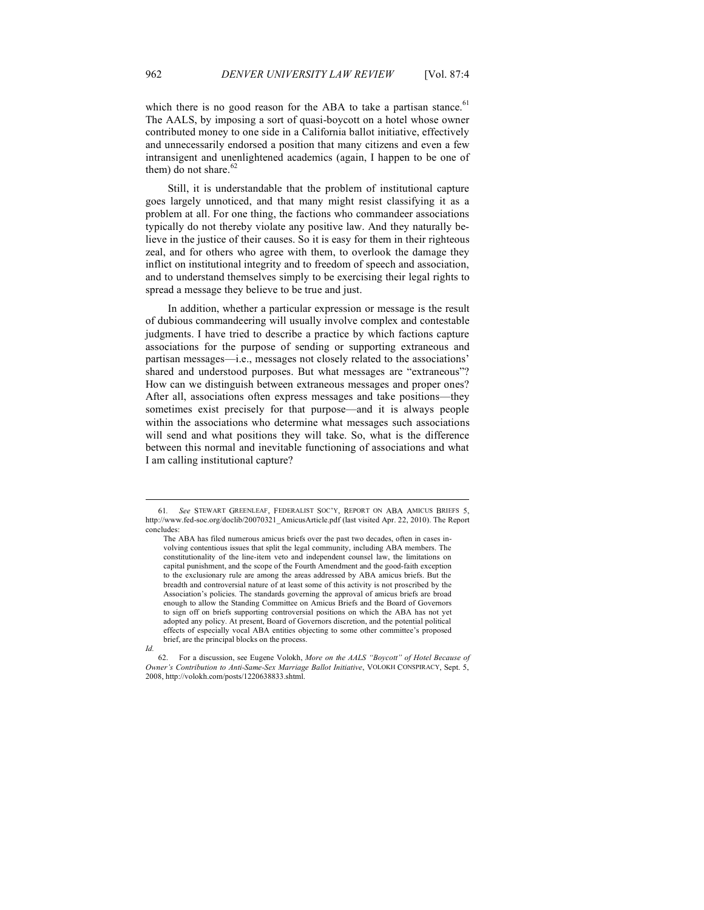which there is no good reason for the ABA to take a partisan stance.[61] The AALS, by imposing a sort of quasi-boycott on a hotel whose owner contributed money to one side in a California ballot initiative, effectively and unnecessarily endorsed a position that many citizens and even a few intransigent and unenlightened academics (again, I happen to be one of them) do not share.[62]

Still, it is understandable that the problem of institutional capture goes largely unnoticed, and that many might resist classifying it as a problem at all. For one thing, the factions who commandeer associations typically do not thereby violate any positive law. And they naturally believe in the justice of their causes. So it is easy for them in their righteous zeal, and for others who agree with them, to overlook the damage they inflict on institutional integrity and to freedom of speech and association, and to understand themselves simply to be exercising their legal rights to spread a message they believe to be true and just.

In addition, whether a particular expression or message is the result of dubious commandeering will usually involve complex and contestable judgments. I have tried to describe a practice by which factions capture associations for the purpose of sending or supporting extraneous and partisan messages—i.e., messages not closely related to the associations' shared and understood purposes. But what messages are "extraneous"? How can we distinguish between extraneous messages and proper ones? After all, associations often express messages and take positions—they sometimes exist precisely for that purpose—and it is always people within the associations who determine what messages such associations will send and what positions they will take. So, what is the difference between this normal and inevitable functioning of associations and what I am calling institutional capture?

---

61. *See* STEWART GREENLEAF, FEDERALIST SOC'Y, REPORT ON ABA AMICUS BRIEFS 5, http://www.fed-soc.org/doclib/20070321_AmicusArticle.pdf (last visited Apr. 22, 2010). The Report concludes:

> The ABA has filed numerous amicus briefs over the past two decades, often in cases involving contentious issues that split the legal community, including ABA members. The constitutionality of the line-item veto and independent counsel law, the limitations on capital punishment, and the scope of the Fourth Amendment and the good-faith exception to the exclusionary rule are among the areas addressed by ABA amicus briefs. But the breadth and controversial nature of at least some of this activity is not proscribed by the Association's policies. The standards governing the approval of amicus briefs are broad enough to allow the Standing Committee on Amicus Briefs and the Board of Governors to sign off on briefs supporting controversial positions on which the ABA has not yet adopted any policy. At present, Board of Governors discretion, and the potential political effects of especially vocal ABA entities objecting to some other committee's proposed brief, are the principal blocks on the process.

*Id.*

62. For a discussion, see Eugene Volokh, *More on the AALS "Boycott" of Hotel Because of Owner's Contribution to Anti-Same-Sex Marriage Ballot Initiative*, VOLOKH CONSPIRACY, Sept. 5, 2008, http://volokh.com/posts/1220638833.shtml.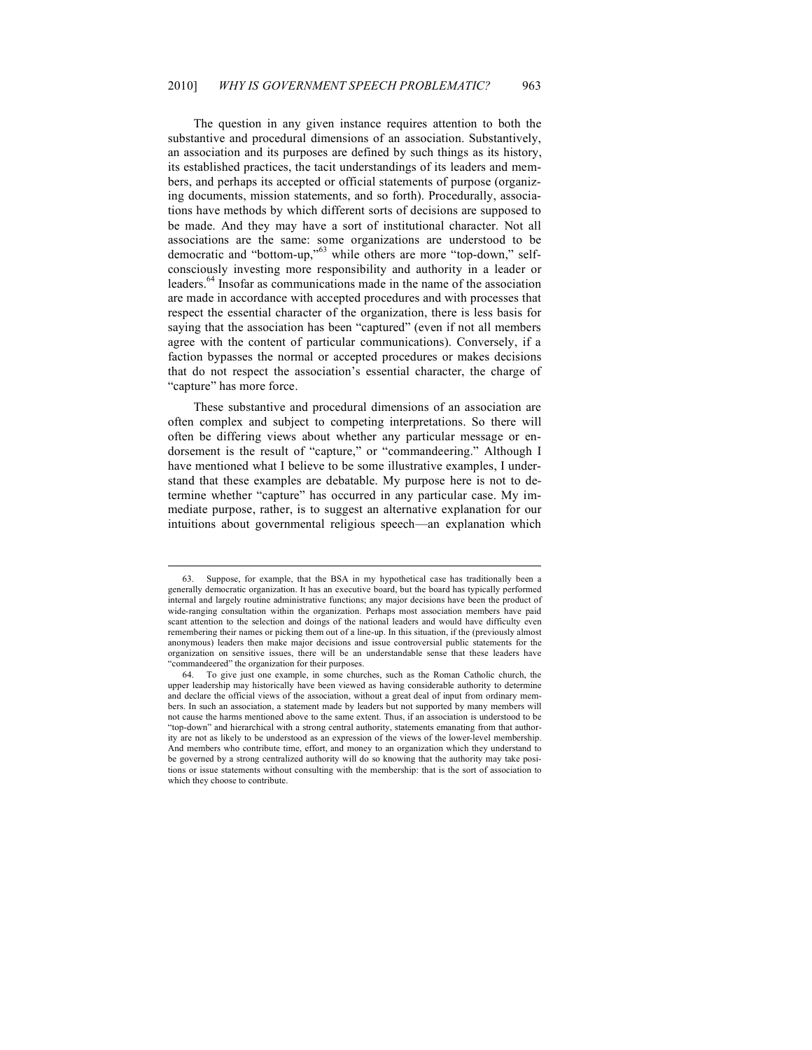The question in any given instance requires attention to both the substantive and procedural dimensions of an association. Substantively, an association and its purposes are defined by such things as its history, its established practices, the tacit understandings of its leaders and members, and perhaps its accepted or official statements of purpose (organizing documents, mission statements, and so forth). Procedurally, associations have methods by which different sorts of decisions are supposed to be made. And they may have a sort of institutional character. Not all associations are the same: some organizations are understood to be democratic and "bottom-up,"[63] while others are more "top-down," self-consciously investing more responsibility and authority in a leader or leaders.[64] Insofar as communications made in the name of the association are made in accordance with accepted procedures and with processes that respect the essential character of the organization, there is less basis for saying that the association has been "captured" (even if not all members agree with the content of particular communications). Conversely, if a faction bypasses the normal or accepted procedures or makes decisions that do not respect the association's essential character, the charge of "capture" has more force.

These substantive and procedural dimensions of an association are often complex and subject to competing interpretations. So there will often be differing views about whether any particular message or endorsement is the result of "capture," or "commandeering." Although I have mentioned what I believe to be some illustrative examples, I understand that these examples are debatable. My purpose here is not to determine whether "capture" has occurred in any particular case. My immediate purpose, rather, is to suggest an alternative explanation for our intuitions about governmental religious speech—an explanation which

---

63. Suppose, for example, that the BSA in my hypothetical case has traditionally been a generally democratic organization. It has an executive board, but the board has typically performed internal and largely routine administrative functions; any major decisions have been the product of wide-ranging consultation within the organization. Perhaps most association members have paid scant attention to the selection and doings of the national leaders and would have difficulty even remembering their names or picking them out of a line-up. In this situation, if the (previously almost anonymous) leaders then make major decisions and issue controversial public statements for the organization on sensitive issues, there will be an understandable sense that these leaders have "commandeered" the organization for their purposes.

64. To give just one example, in some churches, such as the Roman Catholic church, the upper leadership may historically have been viewed as having considerable authority to determine and declare the official views of the association, without a great deal of input from ordinary members. In such an association, a statement made by leaders but not supported by many members will not cause the harms mentioned above to the same extent. Thus, if an association is understood to be "top-down" and hierarchical with a strong central authority, statements emanating from that authority are not as likely to be understood as an expression of the views of the lower-level membership. And members who contribute time, effort, and money to an organization which they understand to be governed by a strong centralized authority will do so knowing that the authority may take positions or issue statements without consulting with the membership: that is the sort of association to which they choose to contribute.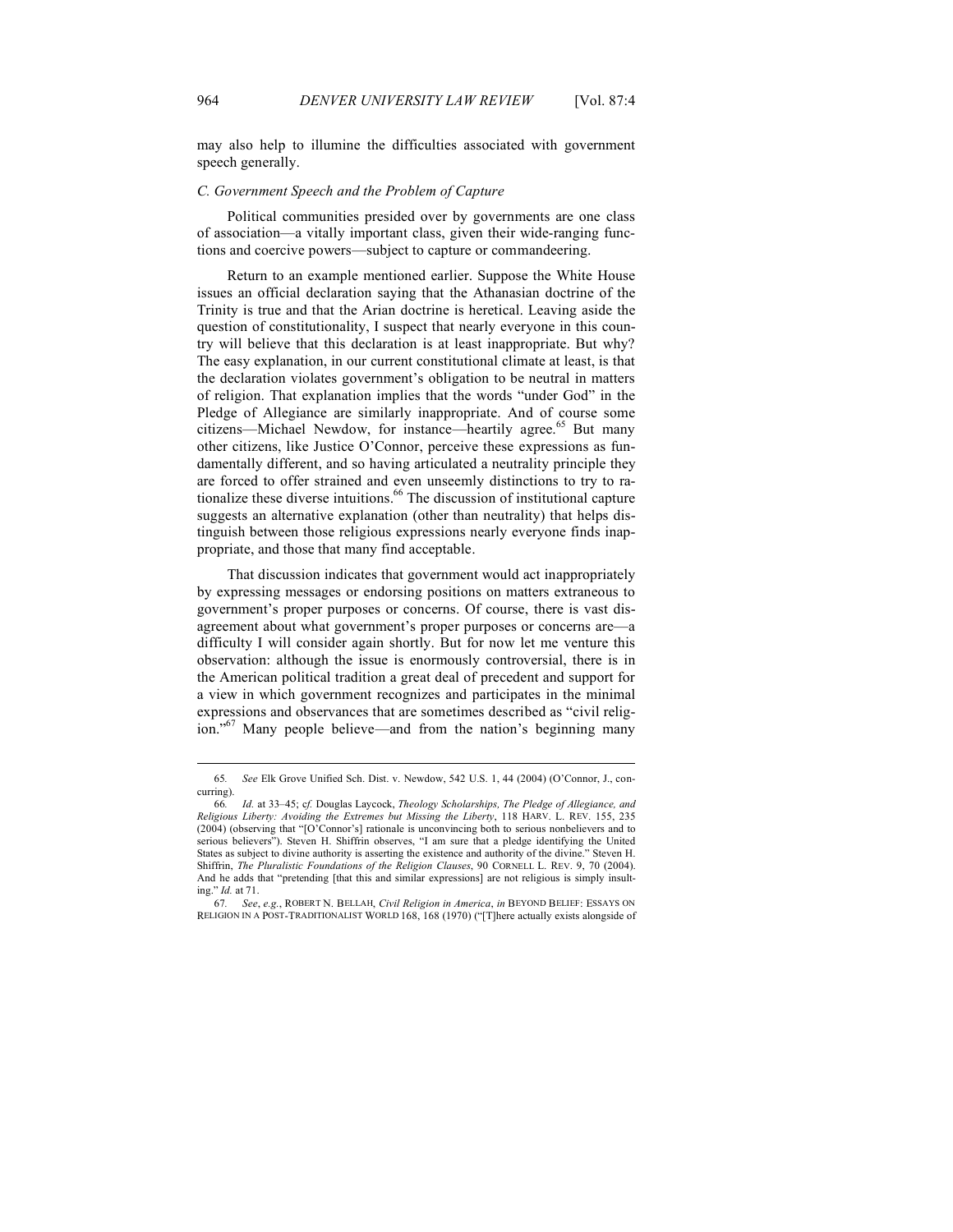may also help to illumine the difficulties associated with government speech generally.

### *C. Government Speech and the Problem of Capture*

Political communities presided over by governments are one class of association—a vitally important class, given their wide-ranging functions and coercive powers—subject to capture or commandeering.

Return to an example mentioned earlier. Suppose the White House issues an official declaration saying that the Athanasian doctrine of the Trinity is true and that the Arian doctrine is heretical. Leaving aside the question of constitutionality, I suspect that nearly everyone in this country will believe that this declaration is at least inappropriate. But why? The easy explanation, in our current constitutional climate at least, is that the declaration violates government's obligation to be neutral in matters of religion. That explanation implies that the words "under God" in the Pledge of Allegiance are similarly inappropriate. And of course some citizens—Michael Newdow, for instance—heartily agree.[65] But many other citizens, like Justice O'Connor, perceive these expressions as fundamentally different, and so having articulated a neutrality principle they are forced to offer strained and even unseemly distinctions to try to rationalize these diverse intuitions.[66] The discussion of institutional capture suggests an alternative explanation (other than neutrality) that helps distinguish between those religious expressions nearly everyone finds inappropriate, and those that many find acceptable.

That discussion indicates that government would act inappropriately by expressing messages or endorsing positions on matters extraneous to government's proper purposes or concerns. Of course, there is vast disagreement about what government's proper purposes or concerns are—a difficulty I will consider again shortly. But for now let me venture this observation: although the issue is enormously controversial, there is in the American political tradition a great deal of precedent and support for a view in which government recognizes and participates in the minimal expressions and observances that are sometimes described as "civil religion."[67] Many people believe—and from the nation's beginning many

---

65. *See* Elk Grove Unified Sch. Dist. v. Newdow, 542 U.S. 1, 44 (2004) (O'Connor, J., concurring).

66. *Id.* at 33–45; *cf.* Douglas Laycock, *Theology Scholarships, The Pledge of Allegiance, and Religious Liberty: Avoiding the Extremes but Missing the Liberty*, 118 HARV. L. REV. 155, 235 (2004) (observing that "[O'Connor's] rationale is unconvincing both to serious nonbelievers and to serious believers"). Steven H. Shiffrin observes, "I am sure that a pledge identifying the United States as subject to divine authority is asserting the existence and authority of the divine." Steven H. Shiffrin, *The Pluralistic Foundations of the Religion Clauses*, 90 CORNELL L. REV. 9, 70 (2004). And he adds that "pretending [that this and similar expressions] are not religious is simply insulting." *Id.* at 71.

67. *See, e.g.*, ROBERT N. BELLAH, *Civil Religion in America*, *in* BEYOND BELIEF: ESSAYS ON RELIGION IN A POST-TRADITIONALIST WORLD 168, 168 (1970) ("[T]here actually exists alongside of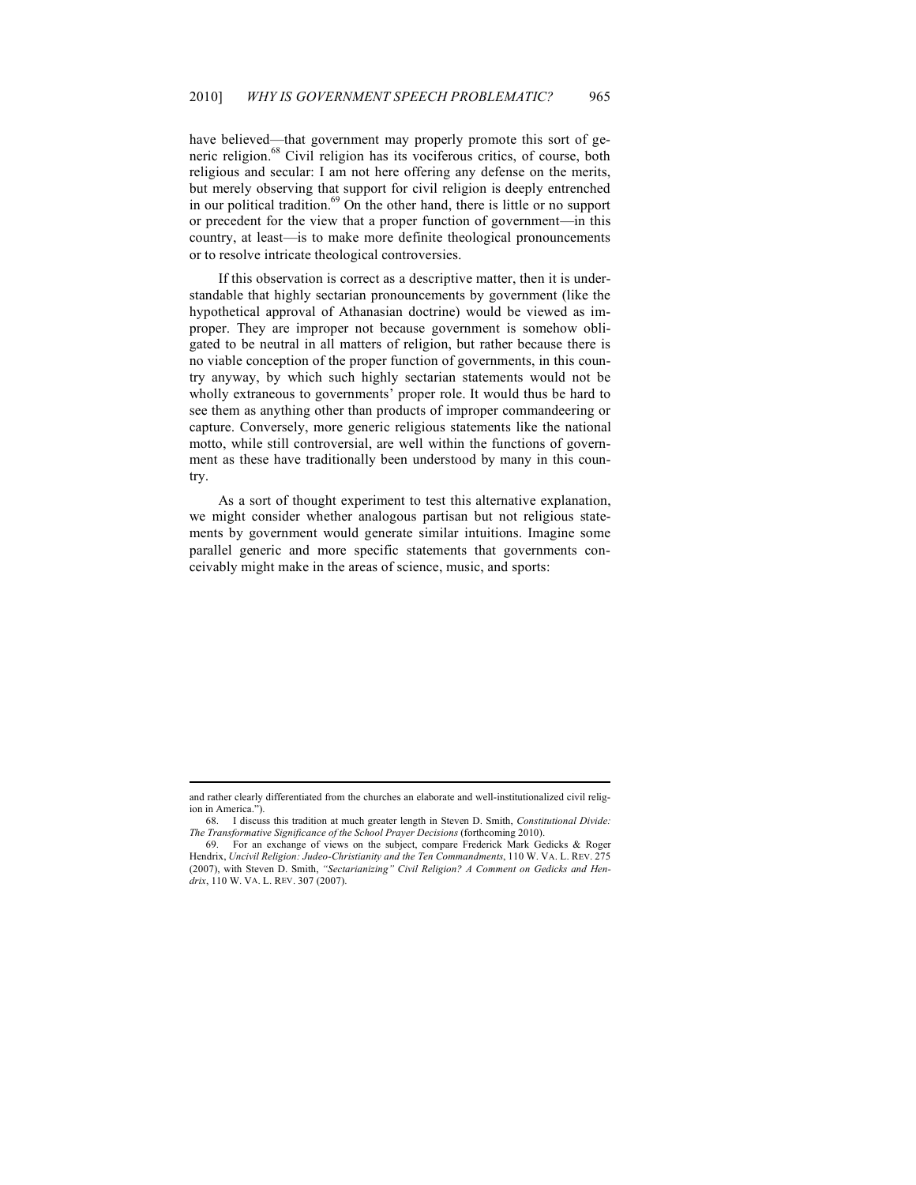have believed—that government may properly promote this sort of generic religion.[68] Civil religion has its vociferous critics, of course, both religious and secular: I am not here offering any defense on the merits, but merely observing that support for civil religion is deeply entrenched in our political tradition.[69] On the other hand, there is little or no support or precedent for the view that a proper function of government—in this country, at least—is to make more definite theological pronouncements or to resolve intricate theological controversies.

If this observation is correct as a descriptive matter, then it is understandable that highly sectarian pronouncements by government (like the hypothetical approval of Athanasian doctrine) would be viewed as improper. They are improper not because government is somehow obligated to be neutral in all matters of religion, but rather because there is no viable conception of the proper function of governments, in this country anyway, by which such highly sectarian statements would not be wholly extraneous to governments' proper role. It would thus be hard to see them as anything other than products of improper commandeering or capture. Conversely, more generic religious statements like the national motto, while still controversial, are well within the functions of government as these have traditionally been understood by many in this country.

As a sort of thought experiment to test this alternative explanation, we might consider whether analogous partisan but not religious statements by government would generate similar intuitions. Imagine some parallel generic and more specific statements that governments conceivably might make in the areas of science, music, and sports:

---

and rather clearly differentiated from the churches an elaborate and well-institutionalized civil religion in America.").

68. I discuss this tradition at much greater length in Steven D. Smith, *Constitutional Divide: The Transformative Significance of the School Prayer Decisions* (forthcoming 2010).

69. For an exchange of views on the subject, compare Frederick Mark Gedicks & Roger Hendrix, *Uncivil Religion: Judeo-Christianity and the Ten Commandments*, 110 W. VA. L. REV. 275 (2007), with Steven D. Smith, *"Sectarianizing" Civil Religion? A Comment on Gedicks and Hendrix*, 110 W. VA. L. REV. 307 (2007).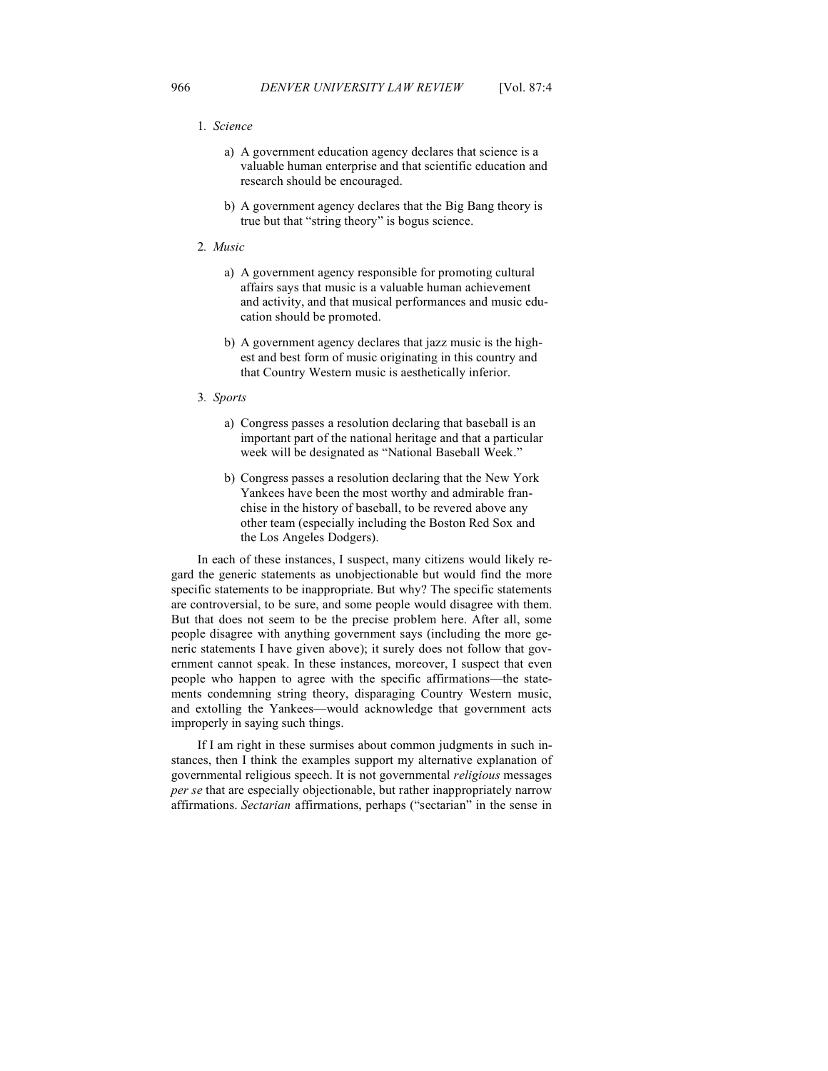1. *Science*

    a) A government education agency declares that science is a valuable human enterprise and that scientific education and research should be encouraged.

    b) A government agency declares that the Big Bang theory is true but that "string theory" is bogus science.

2. *Music*

    a) A government agency responsible for promoting cultural affairs says that music is a valuable human achievement and activity, and that musical performances and music education should be promoted.

    b) A government agency declares that jazz music is the highest and best form of music originating in this country and that Country Western music is aesthetically inferior.

3. *Sports*

    a) Congress passes a resolution declaring that baseball is an important part of the national heritage and that a particular week will be designated as "National Baseball Week."

    b) Congress passes a resolution declaring that the New York Yankees have been the most worthy and admirable franchise in the history of baseball, to be revered above any other team (especially including the Boston Red Sox and the Los Angeles Dodgers).

In each of these instances, I suspect, many citizens would likely regard the generic statements as unobjectionable but would find the more specific statements to be inappropriate. But why? The specific statements are controversial, to be sure, and some people would disagree with them. But that does not seem to be the precise problem here. After all, some people disagree with anything government says (including the more generic statements I have given above); it surely does not follow that government cannot speak. In these instances, moreover, I suspect that even people who happen to agree with the specific affirmations—the statements condemning string theory, disparaging Country Western music, and extolling the Yankees—would acknowledge that government acts improperly in saying such things.

If I am right in these surmises about common judgments in such instances, then I think the examples support my alternative explanation of governmental religious speech. It is not governmental *religious* messages *per se* that are especially objectionable, but rather inappropriately narrow affirmations. *Sectarian* affirmations, perhaps ("sectarian" in the sense in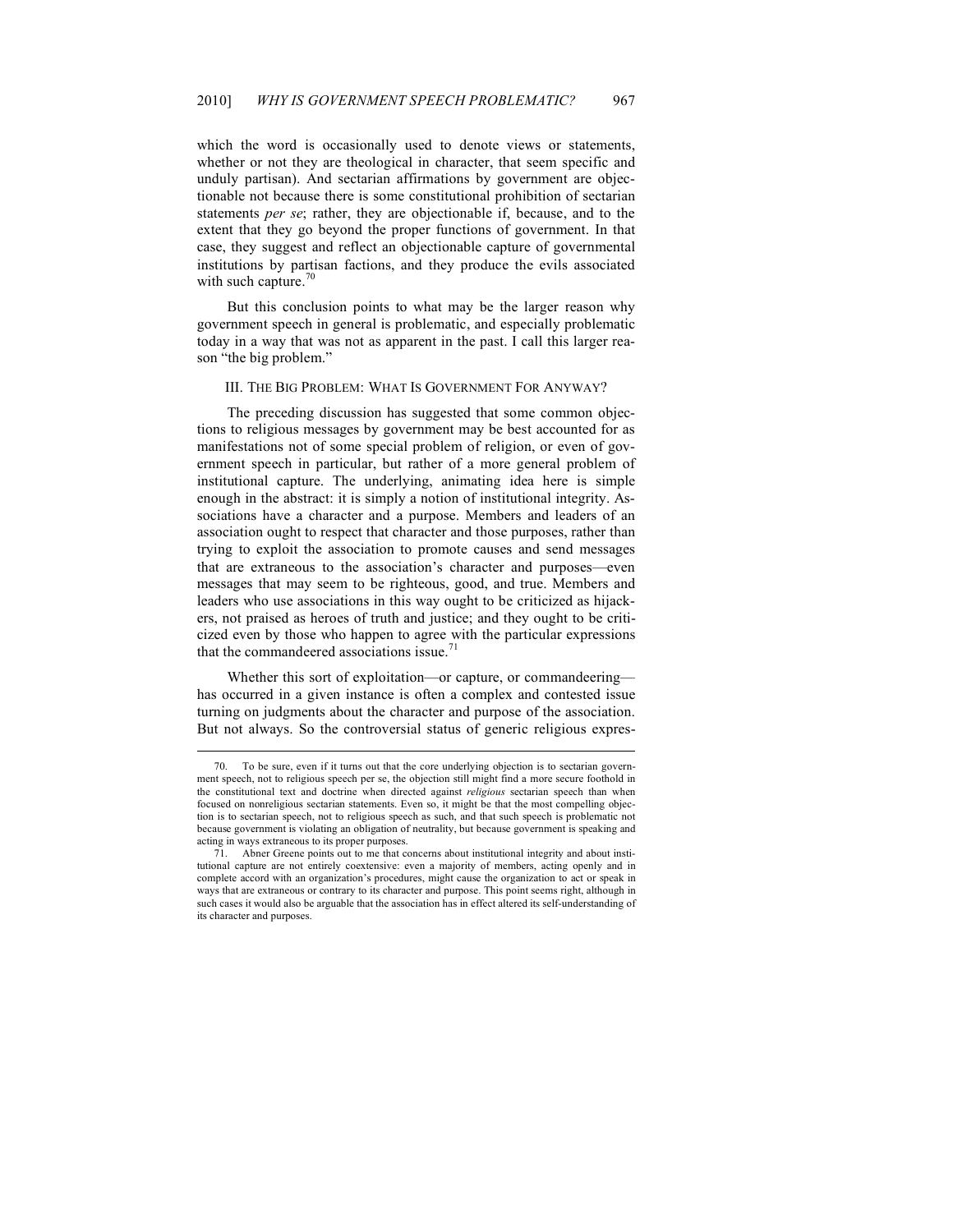which the word is occasionally used to denote views or statements, whether or not they are theological in character, that seem specific and unduly partisan). And sectarian affirmations by government are objectionable not because there is some constitutional prohibition of sectarian statements *per se*; rather, they are objectionable if, because, and to the extent that they go beyond the proper functions of government. In that case, they suggest and reflect an objectionable capture of governmental institutions by partisan factions, and they produce the evils associated with such capture.[70]

But this conclusion points to what may be the larger reason why government speech in general is problematic, and especially problematic today in a way that was not as apparent in the past. I call this larger reason "the big problem."

## III. The Big Problem: What Is Government For Anyway?

The preceding discussion has suggested that some common objections to religious messages by government may be best accounted for as manifestations not of some special problem of religion, or even of government speech in particular, but rather of a more general problem of institutional capture. The underlying, animating idea here is simple enough in the abstract: it is simply a notion of institutional integrity. Associations have a character and a purpose. Members and leaders of an association ought to respect that character and those purposes, rather than trying to exploit the association to promote causes and send messages that are extraneous to the association's character and purposes—even messages that may seem to be righteous, good, and true. Members and leaders who use associations in this way ought to be criticized as hijackers, not praised as heroes of truth and justice; and they ought to be criticized even by those who happen to agree with the particular expressions that the commandeered associations issue.[71]

Whether this sort of exploitation—or capture, or commandeering—has occurred in a given instance is often a complex and contested issue turning on judgments about the character and purpose of the association. But not always. So the controversial status of generic religious expres-

---

70. To be sure, even if it turns out that the core underlying objection is to sectarian government speech, not to religious speech per se, the objection still might find a more secure foothold in the constitutional text and doctrine when directed against *religious* sectarian speech than when focused on nonreligious sectarian statements. Even so, it might be that the most compelling objection is to sectarian speech, not to religious speech as such, and that such speech is problematic not because government is violating an obligation of neutrality, but because government is speaking and acting in ways extraneous to its proper purposes.

71. Abner Greene points out to me that concerns about institutional integrity and about institutional capture are not entirely coextensive: even a majority of members, acting openly and in complete accord with an organization's procedures, might cause the organization to act or speak in ways that are extraneous or contrary to its character and purpose. This point seems right, although in such cases it would also be arguable that the association has in effect altered its self-understanding of its character and purposes.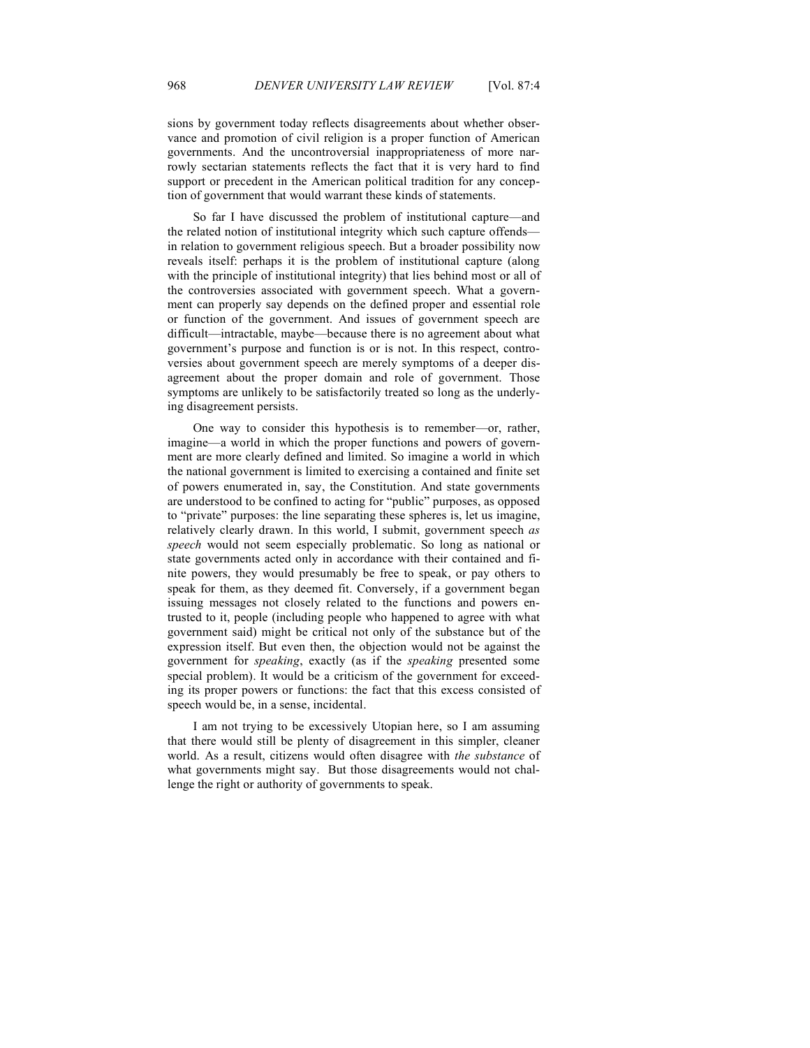sions by government today reflects disagreements about whether observance and promotion of civil religion is a proper function of American governments. And the uncontroversial inappropriateness of more narrowly sectarian statements reflects the fact that it is very hard to find support or precedent in the American political tradition for any conception of government that would warrant these kinds of statements.

So far I have discussed the problem of institutional capture—and the related notion of institutional integrity which such capture offends—in relation to government religious speech. But a broader possibility now reveals itself: perhaps it is the problem of institutional capture (along with the principle of institutional integrity) that lies behind most or all of the controversies associated with government speech. What a government can properly say depends on the defined proper and essential role or function of the government. And issues of government speech are difficult—intractable, maybe—because there is no agreement about what government's purpose and function is or is not. In this respect, controversies about government speech are merely symptoms of a deeper disagreement about the proper domain and role of government. Those symptoms are unlikely to be satisfactorily treated so long as the underlying disagreement persists.

One way to consider this hypothesis is to remember—or, rather, imagine—a world in which the proper functions and powers of government are more clearly defined and limited. So imagine a world in which the national government is limited to exercising a contained and finite set of powers enumerated in, say, the Constitution. And state governments are understood to be confined to acting for "public" purposes, as opposed to "private" purposes: the line separating these spheres is, let us imagine, relatively clearly drawn. In this world, I submit, government speech *as speech* would not seem especially problematic. So long as national or state governments acted only in accordance with their contained and finite powers, they would presumably be free to speak, or pay others to speak for them, as they deemed fit. Conversely, if a government began issuing messages not closely related to the functions and powers entrusted to it, people (including people who happened to agree with what government said) might be critical not only of the substance but of the expression itself. But even then, the objection would not be against the government for *speaking*, exactly (as if the *speaking* presented some special problem). It would be a criticism of the government for exceeding its proper powers or functions: the fact that this excess consisted of speech would be, in a sense, incidental.

I am not trying to be excessively Utopian here, so I am assuming that there would still be plenty of disagreement in this simpler, cleaner world. As a result, citizens would often disagree with *the substance* of what governments might say. But those disagreements would not challenge the right or authority of governments to speak.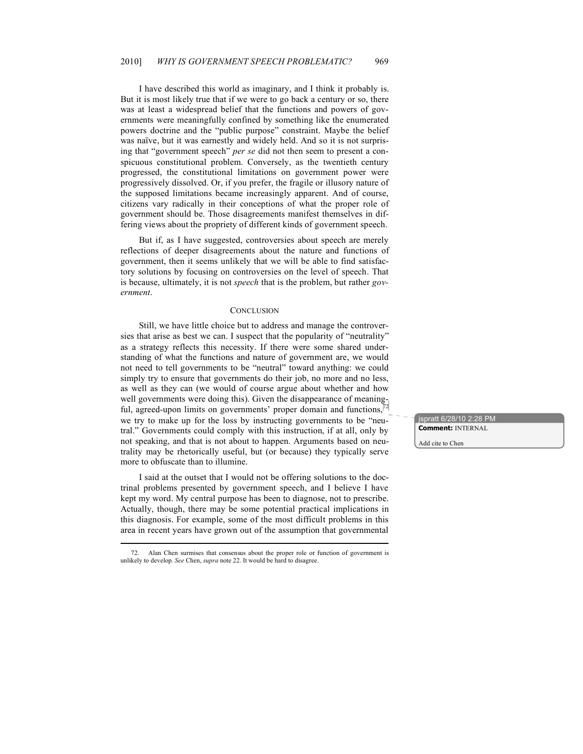I have described this world as imaginary, and I think it probably is. But it is most likely true that if we were to go back a century or so, there was at least a widespread belief that the functions and powers of governments were meaningfully confined by something like the enumerated powers doctrine and the "public purpose" constraint. Maybe the belief was naïve, but it was earnestly and widely held. And so it is not surprising that "government speech" *per se* did not then seem to present a conspicuous constitutional problem. Conversely, as the twentieth century progressed, the constitutional limitations on government power were progressively dissolved. Or, if you prefer, the fragile or illusory nature of the supposed limitations became increasingly apparent. And of course, citizens vary radically in their conceptions of what the proper role of government should be. Those disagreements manifest themselves in differing views about the propriety of different kinds of government speech.

But if, as I have suggested, controversies about speech are merely reflections of deeper disagreements about the nature and functions of government, then it seems unlikely that we will be able to find satisfactory solutions by focusing on controversies on the level of speech. That is because, ultimately, it is not *speech* that is the problem, but rather *government*.

## CONCLUSION

Still, we have little choice but to address and manage the controversies that arise as best we can. I suspect that the popularity of "neutrality" as a strategy reflects this necessity. If there were some shared understanding of what the functions and nature of government are, we would not need to tell governments to be "neutral" toward anything: we could simply try to ensure that governments do their job, no more and no less, as well as they can (we would of course argue about whether and how well governments were doing this). Given the disappearance of meaningful, agreed-upon limits on governments' proper domain and functions,[72] we try to make up for the loss by instructing governments to be "neutral." Governments could comply with this instruction, if at all, only by not speaking, and that is not about to happen. Arguments based on neutrality may be rhetorically useful, but (or because) they typically serve more to obfuscate than to illumine.

I said at the outset that I would not be offering solutions to the doctrinal problems presented by government speech, and I believe I have kept my word. My central purpose has been to diagnose, not to prescribe. Actually, though, there may be some potential practical implications in this diagnosis. For example, some of the most difficult problems in this area in recent years have grown out of the assumption that governmental

---

72. Alan Chen surmises that consensus about the proper role or function of government is unlikely to develop. *See* Chen, *supra* note 22. It would be hard to disagree.

jspratt 6/28/10 2:28 PM
**Comment:** INTERNAL

Add cite to Chen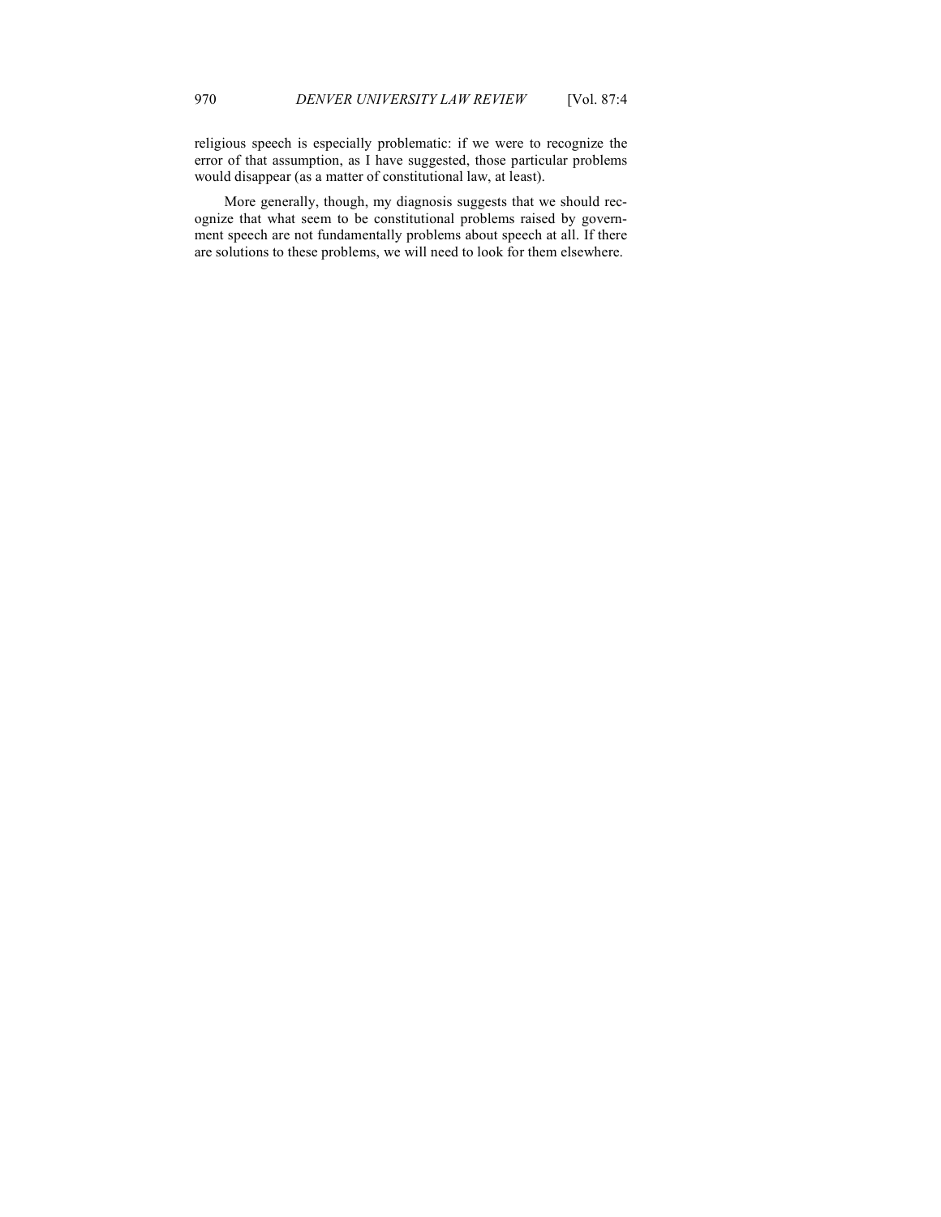religious speech is especially problematic: if we were to recognize the error of that assumption, as I have suggested, those particular problems would disappear (as a matter of constitutional law, at least).

More generally, though, my diagnosis suggests that we should recognize that what seem to be constitutional problems raised by government speech are not fundamentally problems about speech at all. If there are solutions to these problems, we will need to look for them elsewhere.